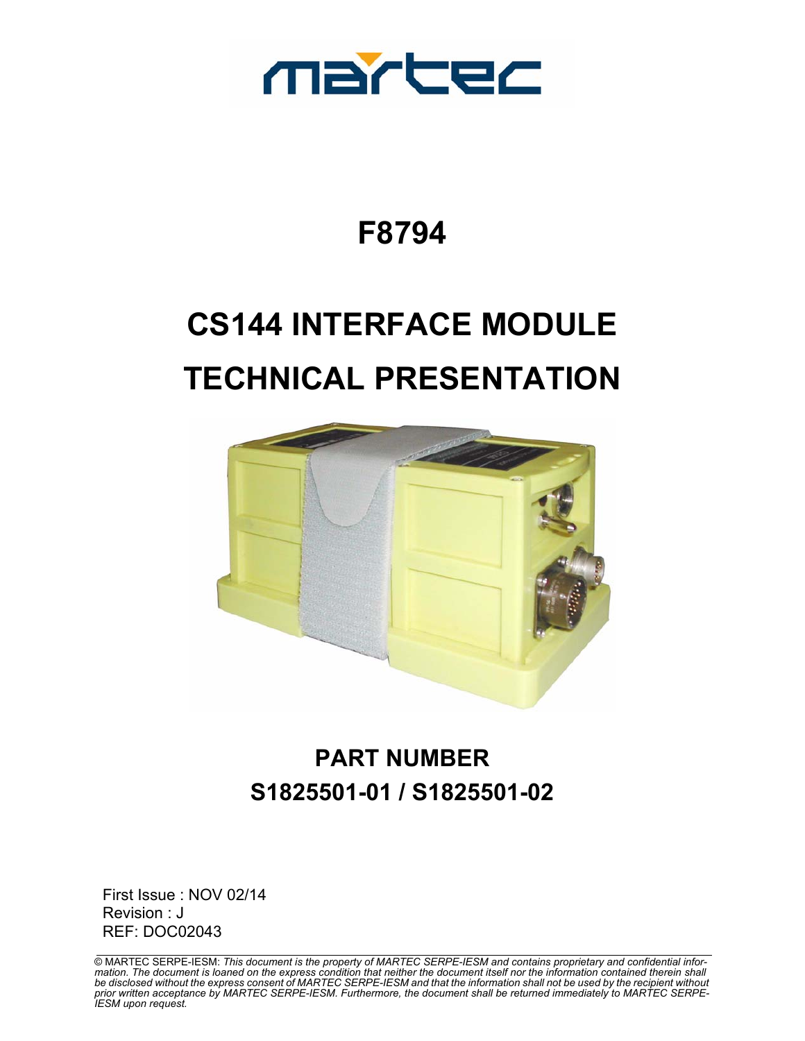martec

# F8794

# CS144 INTERFACE MODULE TECHNICAL PRESENTATION

## PART NUMBER
## S1825501-01 / S1825501-02

First Issue : NOV 02/14
Revision : J
REF: DOC02043

© MARTEC SERPE-IESM: *This document is the property of MARTEC SERPE-IESM and contains proprietary and confidential information. The document is loaned on the express condition that neither the document itself nor the information contained therein shall be disclosed without the express consent of MARTEC SERPE-IESM and that the information shall not be used by the recipient without prior written acceptance by MARTEC SERPE-IESM. Furthermore, the document shall be returned immediately to MARTEC SERPE-IESM upon request.*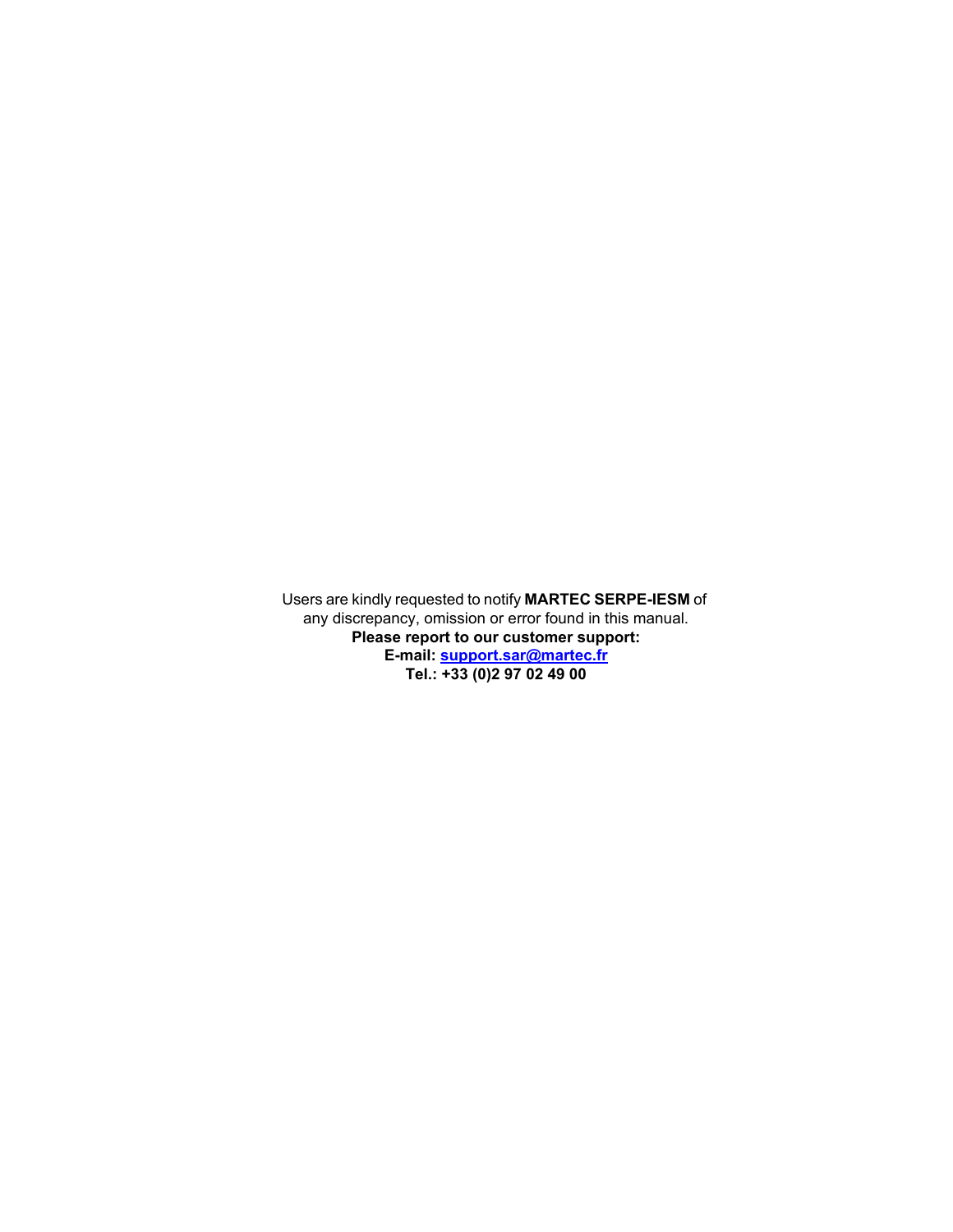Users are kindly requested to notify **MARTEC SERPE-IESM** of any discrepancy, omission or error found in this manual.

**Please report to our customer support:**

**E-mail: [support.sar@martec.fr](mailto:support.sar@martec.fr)**

**Tel.: +33 (0)2 97 02 49 00**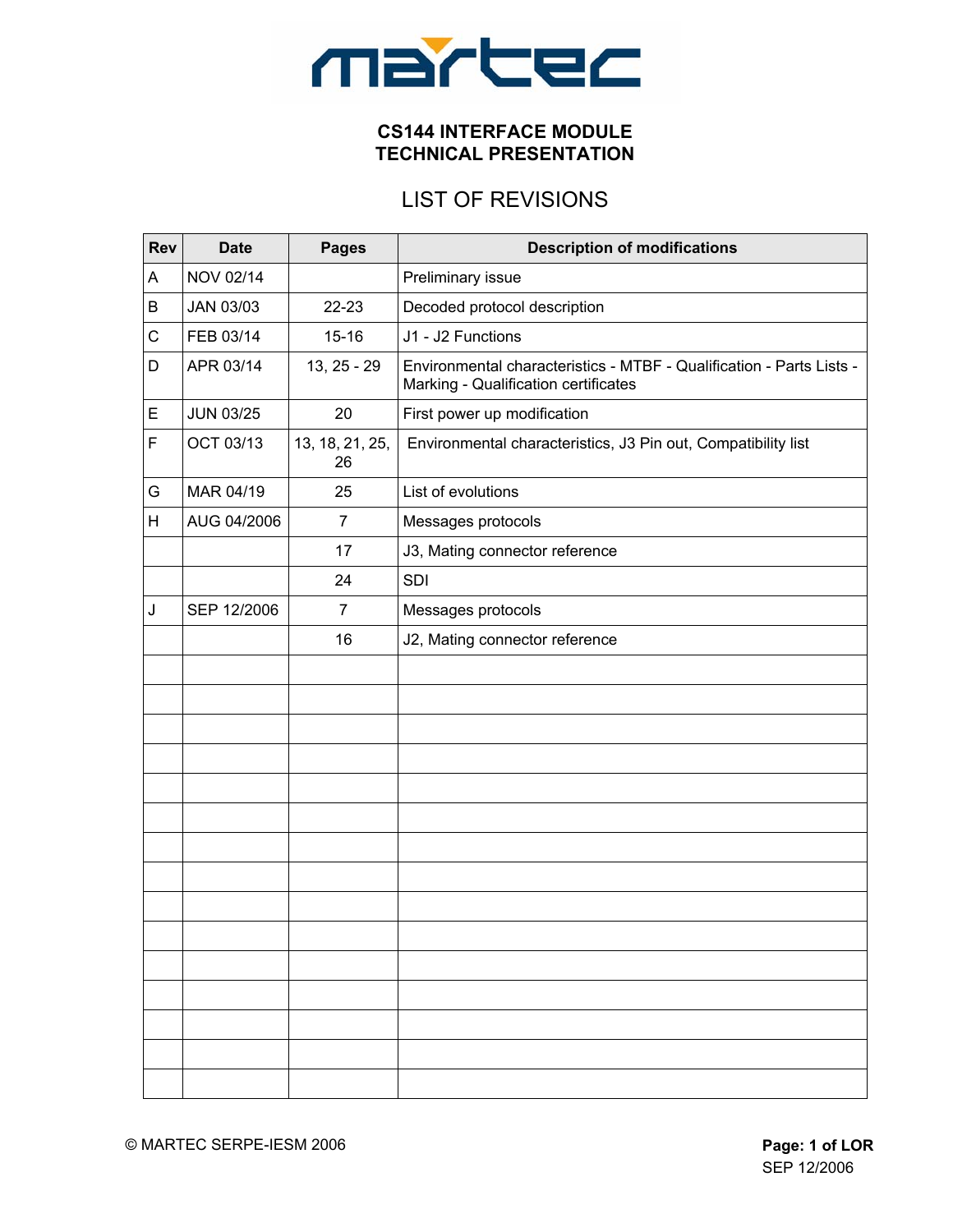**CS144 INTERFACE MODULE**
**TECHNICAL PRESENTATION**

# LIST OF REVISIONS

| Rev | Date | Pages | Description of modifications |
|---|---|---|---|
| A | NOV 02/14 | | Preliminary issue |
| B | JAN 03/03 | 22-23 | Decoded protocol description |
| C | FEB 03/14 | 15-16 | J1 - J2 Functions |
| D | APR 03/14 | 13, 25 - 29 | Environmental characteristics - MTBF - Qualification - Parts Lists - Marking - Qualification certificates |
| E | JUN 03/25 | 20 | First power up modification |
| F | OCT 03/13 | 13, 18, 21, 25, 26 | Environmental characteristics, J3 Pin out, Compatibility list |
| G | MAR 04/19 | 25 | List of evolutions |
| H | AUG 04/2006 | 7 | Messages protocols |
| | | 17 | J3, Mating connector reference |
| | | 24 | SDI |
| J | SEP 12/2006 | 7 | Messages protocols |
| | | 16 | J2, Mating connector reference |
| | | | |
| | | | |
| | | | |
| | | | |
| | | | |
| | | | |
| | | | |
| | | | |
| | | | |
| | | | |
| | | | |
| | | | |
| | | | |
| | | | |
| | | | |

© MARTEC SERPE-IESM 2006

SEP 12/2006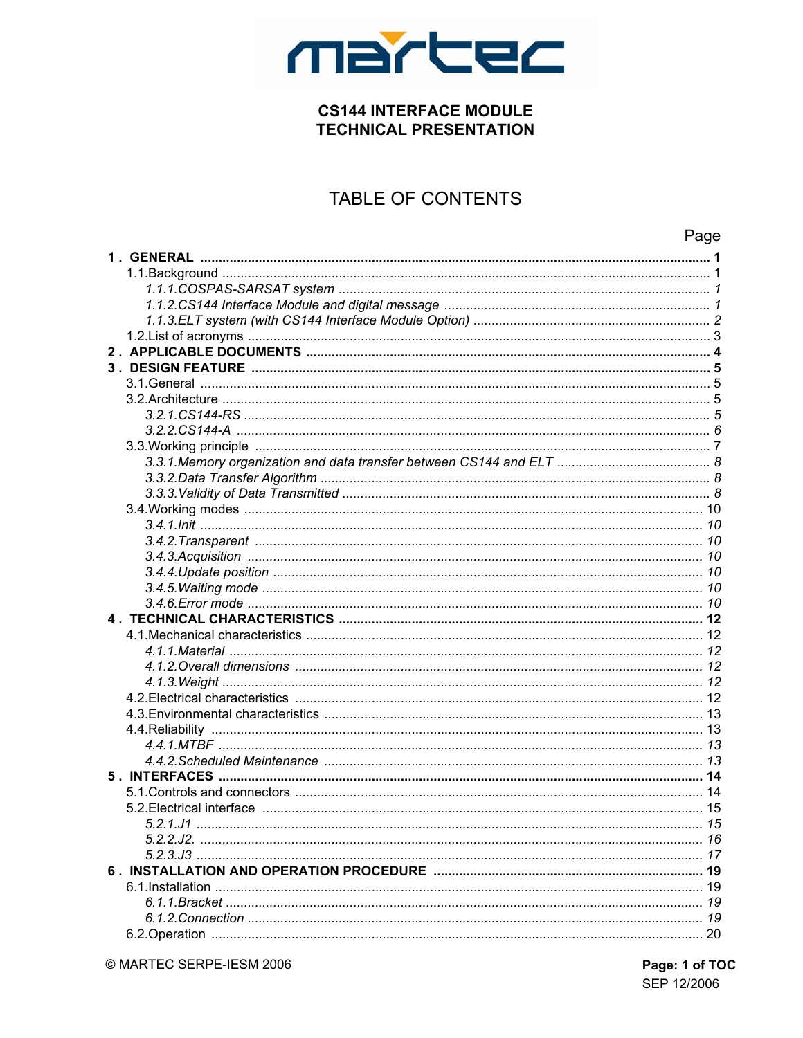martec

**CS144 INTERFACE MODULE**
**TECHNICAL PRESENTATION**

# TABLE OF CONTENTS

| | Page |
|---|---|
| **1 . GENERAL** | **1** |
| 1.1.Background | 1 |
| *1.1.1.COSPAS-SARSAT system* | *1* |
| *1.1.2.CS144 Interface Module and digital message* | *1* |
| *1.1.3.ELT system (with CS144 Interface Module Option)* | *2* |
| 1.2.List of acronyms | 3 |
| **2 . APPLICABLE DOCUMENTS** | **4** |
| **3 . DESIGN FEATURE** | **5** |
| 3.1.General | 5 |
| 3.2.Architecture | 5 |
| *3.2.1.CS144-RS* | *5* |
| *3.2.2.CS144-A* | *6* |
| 3.3.Working principle | 7 |
| *3.3.1.Memory organization and data transfer between CS144 and ELT* | *8* |
| *3.3.2.Data Transfer Algorithm* | *8* |
| *3.3.3.Validity of Data Transmitted* | *8* |
| 3.4.Working modes | 10 |
| *3.4.1.Init* | *10* |
| *3.4.2.Transparent* | *10* |
| *3.4.3.Acquisition* | *10* |
| *3.4.4.Update position* | *10* |
| *3.4.5.Waiting mode* | *10* |
| *3.4.6.Error mode* | *10* |
| **4 . TECHNICAL CHARACTERISTICS** | **12** |
| 4.1.Mechanical characteristics | 12 |
| *4.1.1.Material* | *12* |
| *4.1.2.Overall dimensions* | *12* |
| *4.1.3.Weight* | *12* |
| 4.2.Electrical characteristics | 12 |
| 4.3.Environmental characteristics | 13 |
| 4.4.Reliability | 13 |
| *4.4.1.MTBF* | *13* |
| *4.4.2.Scheduled Maintenance* | *13* |
| **5 . INTERFACES** | **14** |
| 5.1.Controls and connectors | 14 |
| 5.2.Electrical interface | 15 |
| *5.2.1.J1* | *15* |
| *5.2.2.J2.* | *16* |
| *5.2.3.J3* | *17* |
| **6 . INSTALLATION AND OPERATION PROCEDURE** | **19** |
| 6.1.Installation | 19 |
| *6.1.1.Bracket* | *19* |
| *6.1.2.Connection* | *19* |
| 6.2.Operation | 20 |

© MARTEC SERPE-IESM 2006

**Page: 1 of TOC**
SEP 12/2006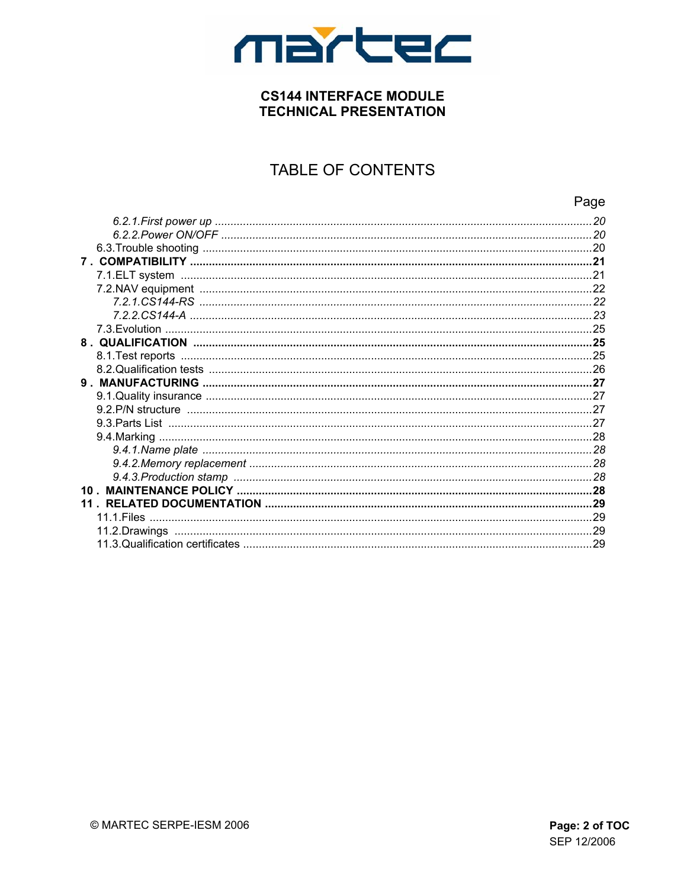**CS144 INTERFACE MODULE**
**TECHNICAL PRESENTATION**

# TABLE OF CONTENTS

Page

*6.2.1.First power up* ........ *20*
*6.2.2.Power ON/OFF* ........ *20*
6.3.Trouble shooting ........ 20
**7 . COMPATIBILITY ........ 21**
7.1.ELT system ........ 21
7.2.NAV equipment ........ 22
*7.2.1.CS144-RS* ........ *22*
*7.2.2.CS144-A* ........ *23*
7.3.Evolution ........ 25
**8 . QUALIFICATION ........ 25**
8.1.Test reports ........ 25
8.2.Qualification tests ........ 26
**9 . MANUFACTURING ........ 27**
9.1.Quality insurance ........ 27
9.2.P/N structure ........ 27
9.3.Parts List ........ 27
9.4.Marking ........ 28
*9.4.1.Name plate* ........ *28*
*9.4.2.Memory replacement* ........ *28*
*9.4.3.Production stamp* ........ *28*
**10 . MAINTENANCE POLICY ........ 28**
**11 . RELATED DOCUMENTATION ........ 29**
11.1.Files ........ 29
11.2.Drawings ........ 29
11.3.Qualification certificates ........ 29

© MARTEC SERPE-IESM 2006

SEP 12/2006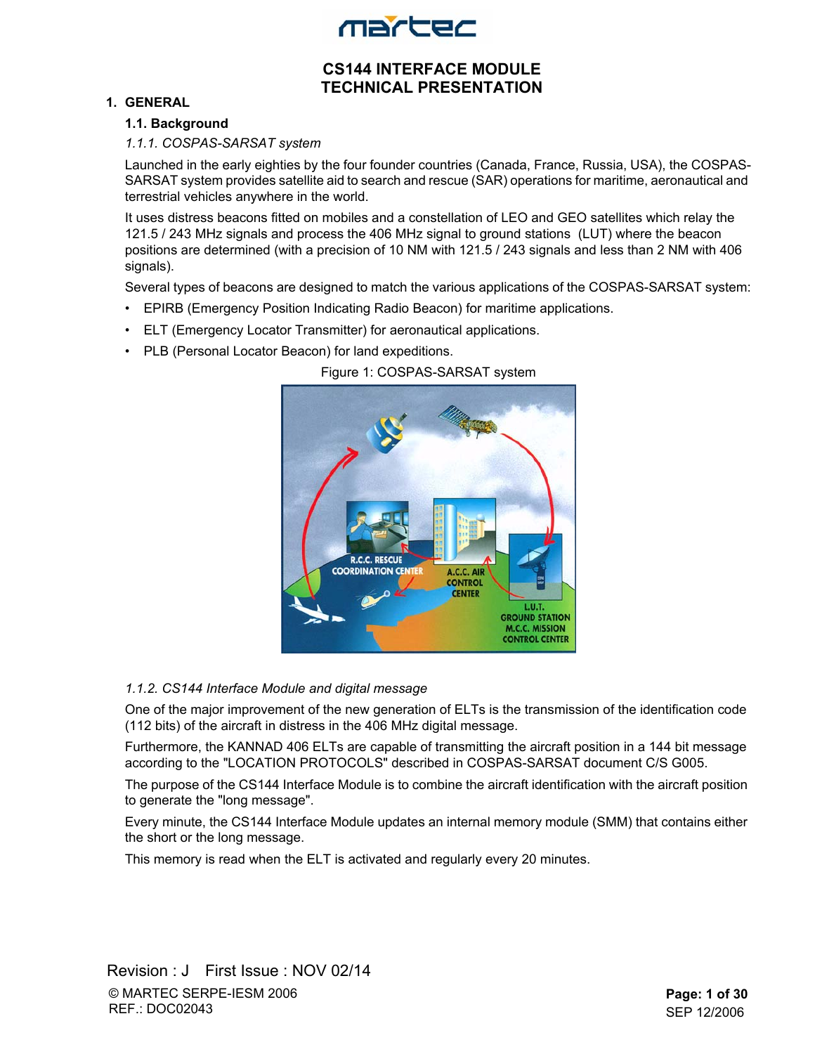# CS144 INTERFACE MODULE
# TECHNICAL PRESENTATION

## 1. GENERAL

### 1.1. Background

*1.1.1. COSPAS-SARSAT system*

Launched in the early eighties by the four founder countries (Canada, France, Russia, USA), the COSPAS-SARSAT system provides satellite aid to search and rescue (SAR) operations for maritime, aeronautical and terrestrial vehicles anywhere in the world.

It uses distress beacons fitted on mobiles and a constellation of LEO and GEO satellites which relay the 121.5 / 243 MHz signals and process the 406 MHz signal to ground stations (LUT) where the beacon positions are determined (with a precision of 10 NM with 121.5 / 243 signals and less than 2 NM with 406 signals).

Several types of beacons are designed to match the various applications of the COSPAS-SARSAT system:

- EPIRB (Emergency Position Indicating Radio Beacon) for maritime applications.
- ELT (Emergency Locator Transmitter) for aeronautical applications.
- PLB (Personal Locator Beacon) for land expeditions.

Figure 1: COSPAS-SARSAT system

*1.1.2. CS144 Interface Module and digital message*

One of the major improvement of the new generation of ELTs is the transmission of the identification code (112 bits) of the aircraft in distress in the 406 MHz digital message.

Furthermore, the KANNAD 406 ELTs are capable of transmitting the aircraft position in a 144 bit message according to the "LOCATION PROTOCOLS" described in COSPAS-SARSAT document C/S G005.

The purpose of the CS144 Interface Module is to combine the aircraft identification with the aircraft position to generate the "long message".

Every minute, the CS144 Interface Module updates an internal memory module (SMM) that contains either the short or the long message.

This memory is read when the ELT is activated and regularly every 20 minutes.

Revision : J First Issue : NOV 02/14

© MARTEC SERPE-IESM 2006
REF.: DOC02043

SEP 12/2006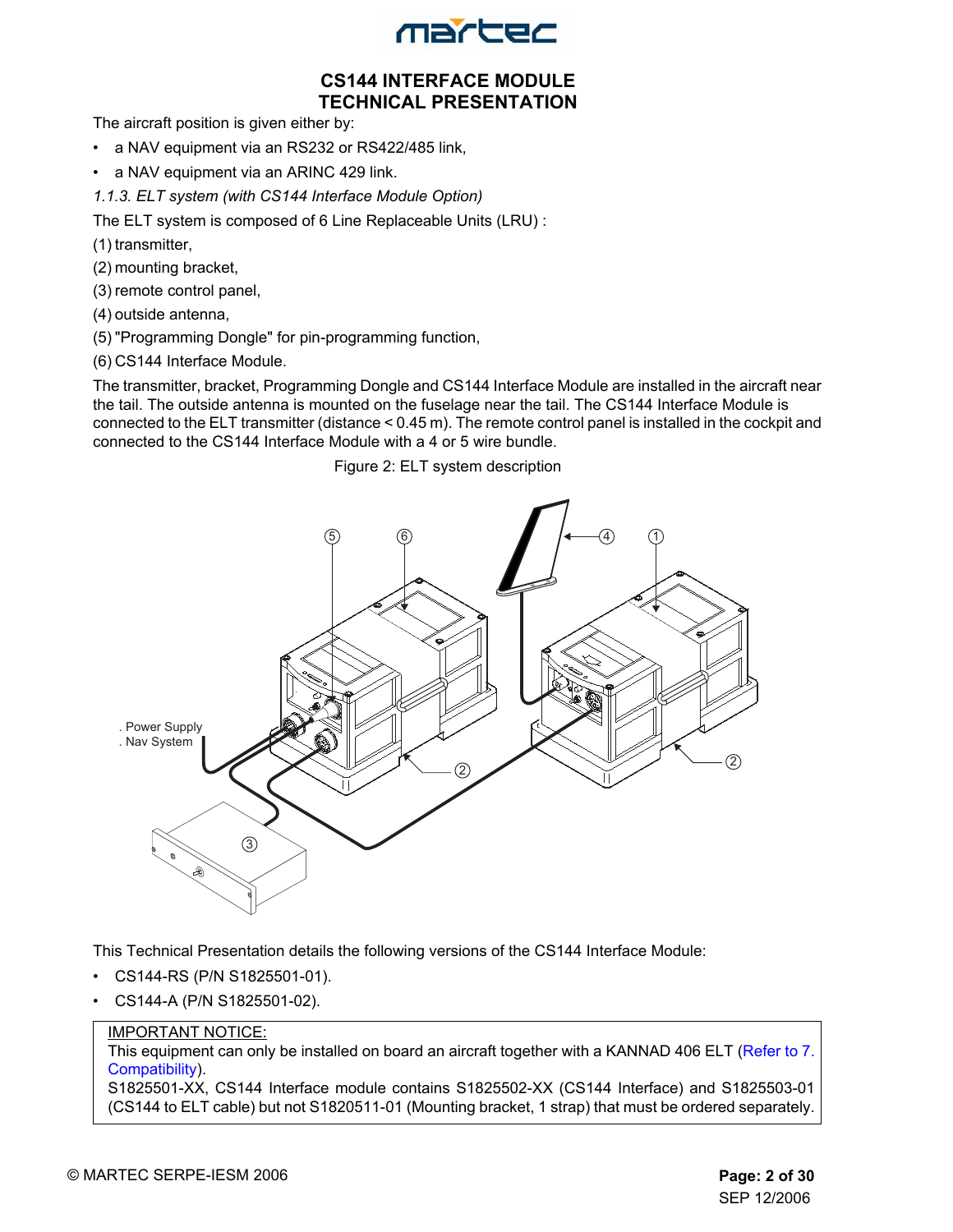The aircraft position is given either by:

- a NAV equipment via an RS232 or RS422/485 link,
- a NAV equipment via an ARINC 429 link.

*1.1.3. ELT system (with CS144 Interface Module Option)*

The ELT system is composed of 6 Line Replaceable Units (LRU) :

(1) transmitter,

(2) mounting bracket,

(3) remote control panel,

(4) outside antenna,

(5) "Programming Dongle" for pin-programming function,

(6) CS144 Interface Module.

The transmitter, bracket, Programming Dongle and CS144 Interface Module are installed in the aircraft near the tail. The outside antenna is mounted on the fuselage near the tail. The CS144 Interface Module is connected to the ELT transmitter (distance < 0.45 m). The remote control panel is installed in the cockpit and connected to the CS144 Interface Module with a 4 or 5 wire bundle.

Figure 2: ELT system description

. Power Supply
. Nav System

This Technical Presentation details the following versions of the CS144 Interface Module:

- CS144-RS (P/N S1825501-01).
- CS144-A (P/N S1825501-02).

IMPORTANT NOTICE:
This equipment can only be installed on board an aircraft together with a KANNAD 406 ELT (Refer to 7. Compatibility).
S1825501-XX, CS144 Interface module contains S1825502-XX (CS144 Interface) and S1825503-01 (CS144 to ELT cable) but not S1820511-01 (Mounting bracket, 1 strap) that must be ordered separately.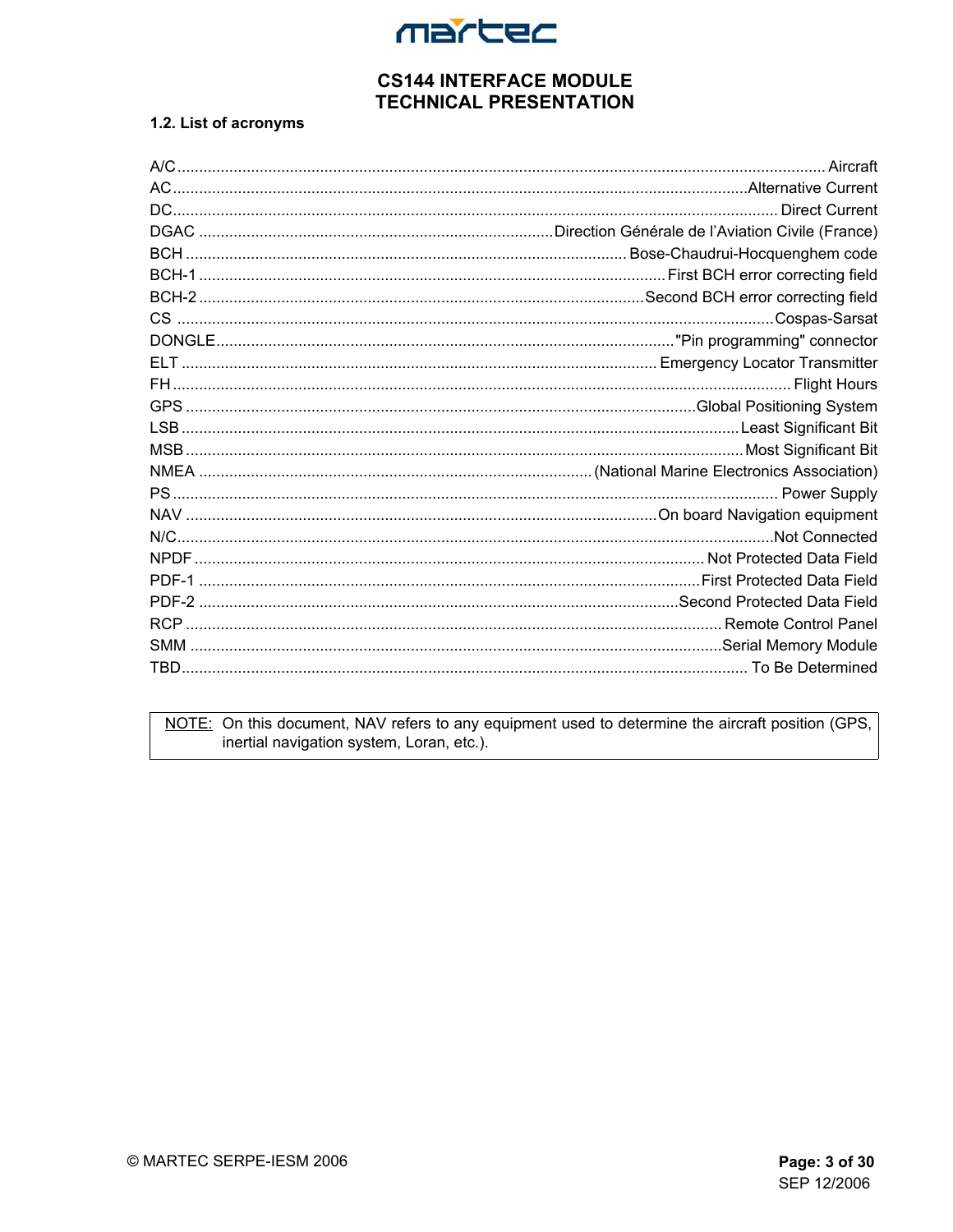### 1.2. List of acronyms

| Acronym | Definition |
|---|---|
| A/C | Aircraft |
| AC | Alternative Current |
| DC | Direct Current |
| DGAC | Direction Générale de l'Aviation Civile (France) |
| BCH | Bose-Chaudrui-Hocquenghem code |
| BCH-1 | First BCH error correcting field |
| BCH-2 | Second BCH error correcting field |
| CS | Cospas-Sarsat |
| DONGLE | "Pin programming" connector |
| ELT | Emergency Locator Transmitter |
| FH | Flight Hours |
| GPS | Global Positioning System |
| LSB | Least Significant Bit |
| MSB | Most Significant Bit |
| NMEA | (National Marine Electronics Association) |
| PS | Power Supply |
| NAV | On board Navigation equipment |
| N/C | Not Connected |
| NPDF | Not Protected Data Field |
| PDF-1 | First Protected Data Field |
| PDF-2 | Second Protected Data Field |
| RCP | Remote Control Panel |
| SMM | Serial Memory Module |
| TBD | To Be Determined |

> NOTE: On this document, NAV refers to any equipment used to determine the aircraft position (GPS, inertial navigation system, Loran, etc.).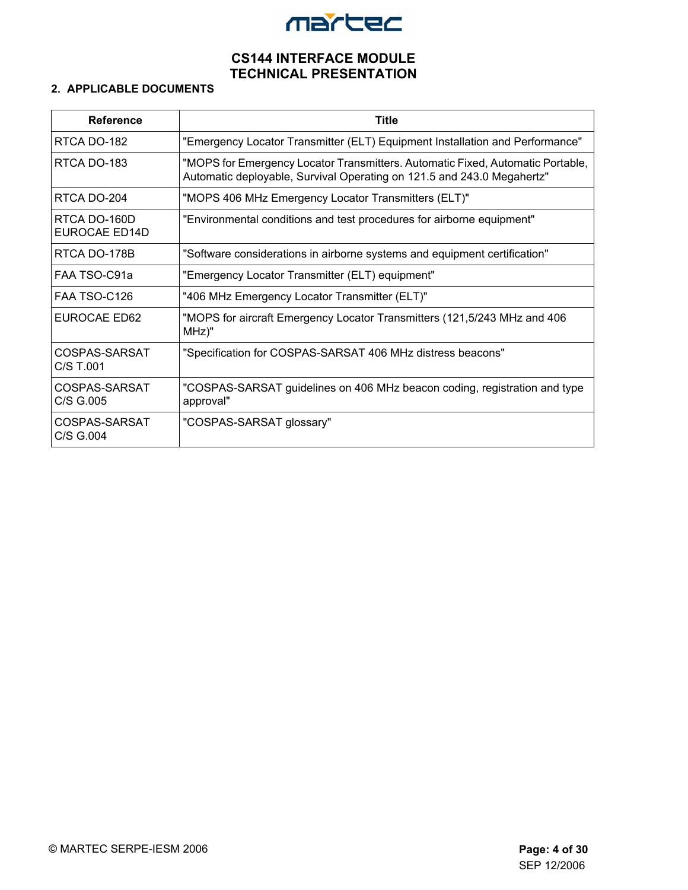## 2. APPLICABLE DOCUMENTS

| Reference | Title |
|---|---|
| RTCA DO-182 | "Emergency Locator Transmitter (ELT) Equipment Installation and Performance" |
| RTCA DO-183 | "MOPS for Emergency Locator Transmitters. Automatic Fixed, Automatic Portable, Automatic deployable, Survival Operating on 121.5 and 243.0 Megahertz" |
| RTCA DO-204 | "MOPS 406 MHz Emergency Locator Transmitters (ELT)" |
| RTCA DO-160D EUROCAE ED14D | "Environmental conditions and test procedures for airborne equipment" |
| RTCA DO-178B | "Software considerations in airborne systems and equipment certification" |
| FAA TSO-C91a | "Emergency Locator Transmitter (ELT) equipment" |
| FAA TSO-C126 | "406 MHz Emergency Locator Transmitter (ELT)" |
| EUROCAE ED62 | "MOPS for aircraft Emergency Locator Transmitters (121,5/243 MHz and 406 MHz)" |
| COSPAS-SARSAT C/S T.001 | "Specification for COSPAS-SARSAT 406 MHz distress beacons" |
| COSPAS-SARSAT C/S G.005 | "COSPAS-SARSAT guidelines on 406 MHz beacon coding, registration and type approval" |
| COSPAS-SARSAT C/S G.004 | "COSPAS-SARSAT glossary" |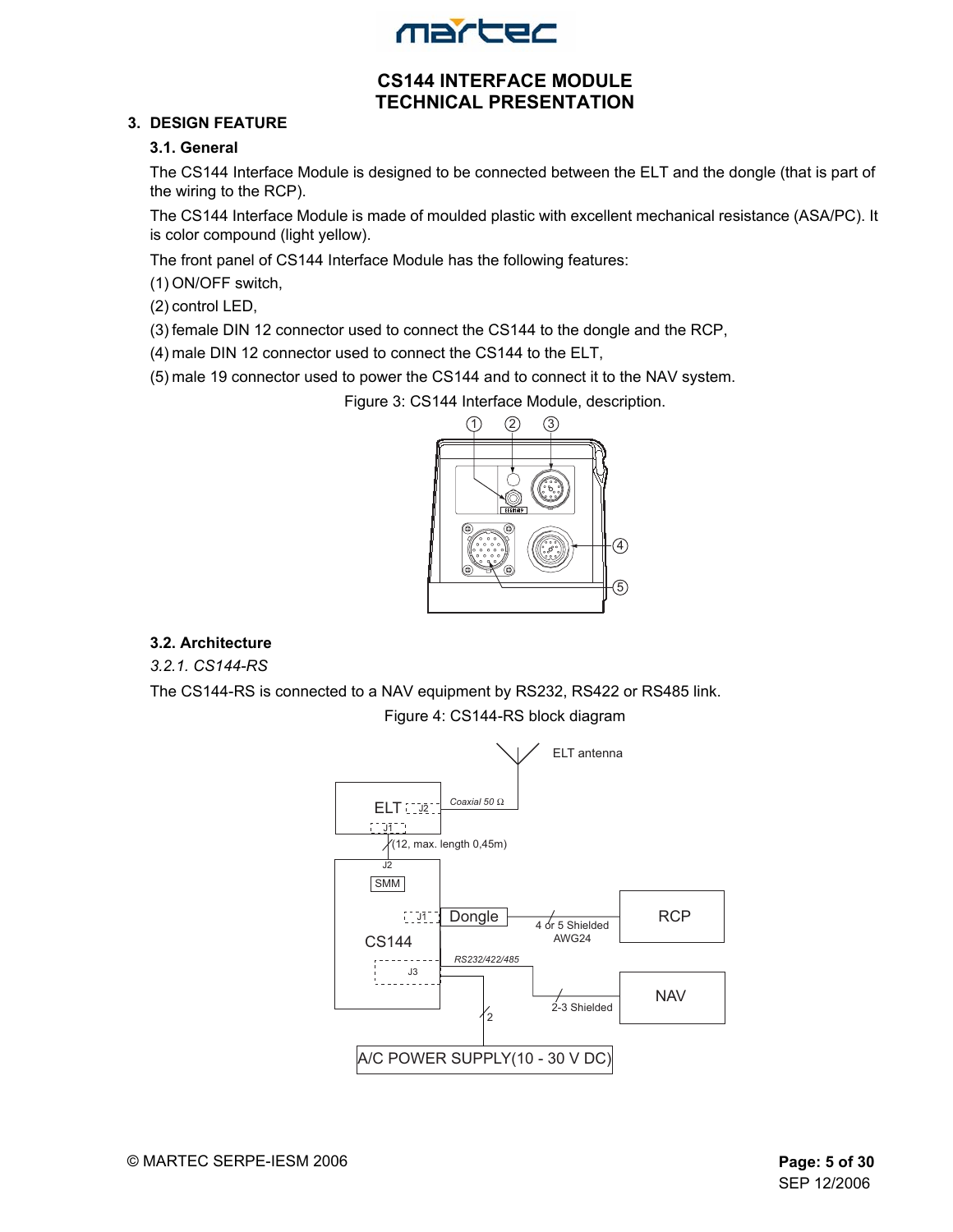# CS144 INTERFACE MODULE
# TECHNICAL PRESENTATION

## 3. DESIGN FEATURE

### 3.1. General

The CS144 Interface Module is designed to be connected between the ELT and the dongle (that is part of the wiring to the RCP).

The CS144 Interface Module is made of moulded plastic with excellent mechanical resistance (ASA/PC). It is color compound (light yellow).

The front panel of CS144 Interface Module has the following features:

(1) ON/OFF switch,

(2) control LED,

(3) female DIN 12 connector used to connect the CS144 to the dongle and the RCP,

(4) male DIN 12 connector used to connect the CS144 to the ELT,

(5) male 19 connector used to power the CS144 and to connect it to the NAV system.

Figure 3: CS144 Interface Module, description.

### 3.2. Architecture

#### *3.2.1. CS144-RS*

The CS144-RS is connected to a NAV equipment by RS232, RS422 or RS485 link.

Figure 4: CS144-RS block diagram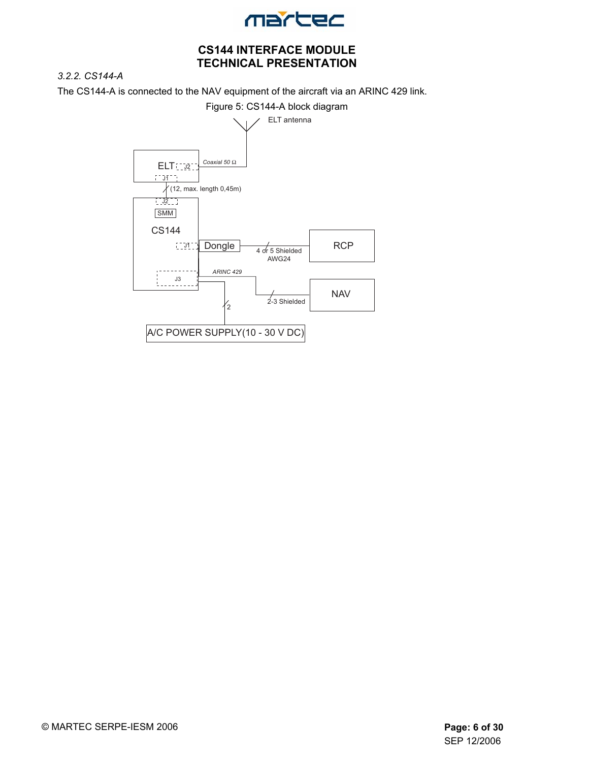### 3.2.2. CS144-A

The CS144-A is connected to the NAV equipment of the aircraft via an ARINC 429 link.

Figure 5: CS144-A block diagram

ELT antenna

ELT J2

Coaxial 50 Ω

J1

(12, max. length 0,45m)

J2

SMM

CS144

J1

Dongle

4 or 5 Shielded AWG24

RCP

J3

ARINC 429

2-3 Shielded

NAV

2

A/C POWER SUPPLY(10 - 30 V DC)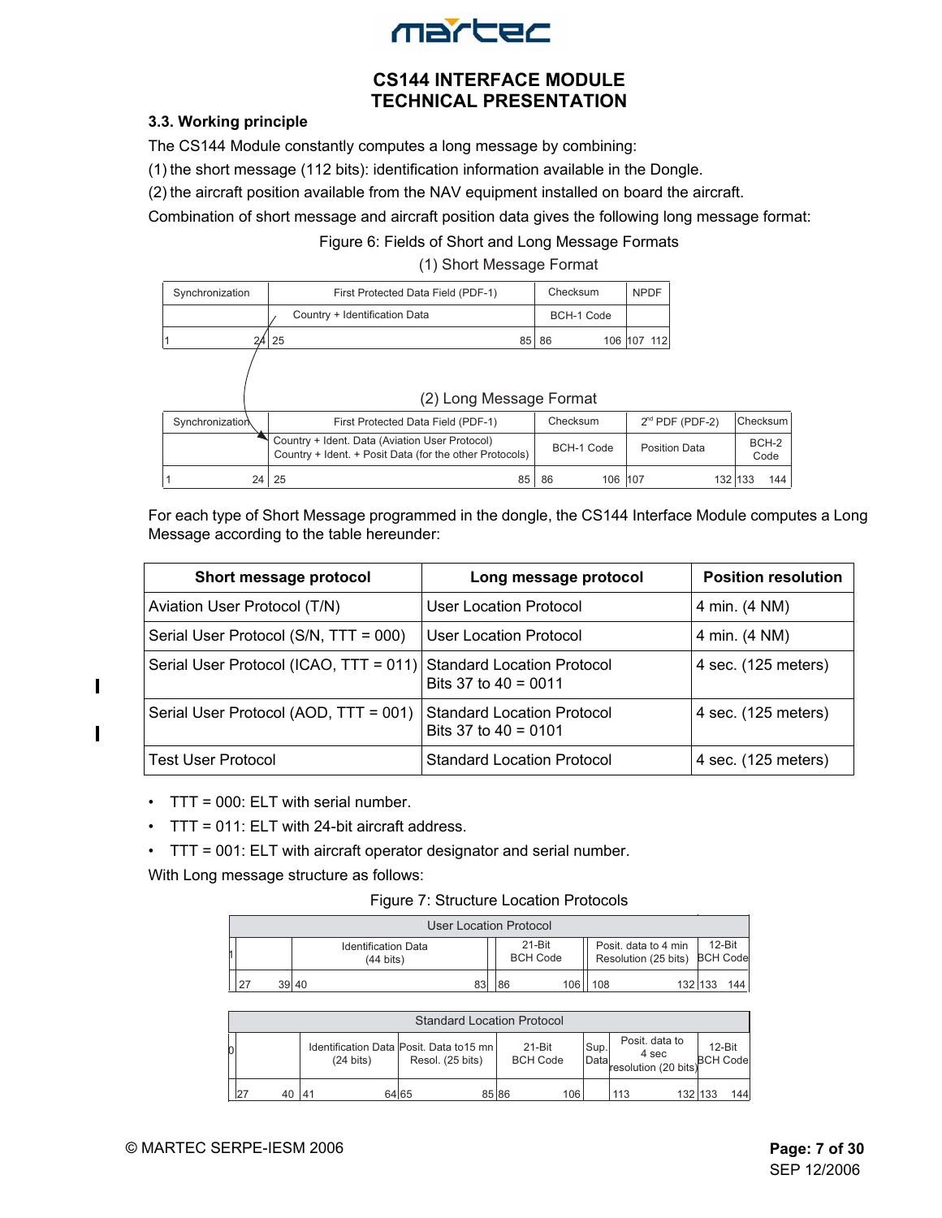### 3.3. Working principle

The CS144 Module constantly computes a long message by combining:

(1) the short message (112 bits): identification information available in the Dongle.

(2) the aircraft position available from the NAV equipment installed on board the aircraft.

Combination of short message and aircraft position data gives the following long message format:

Figure 6: Fields of Short and Long Message Formats

(1) Short Message Format

| Synchronization | First Protected Data Field (PDF-1) | Checksum | NPDF |
|---|---|---|---|
| | Country + Identification Data | BCH-1 Code | |
| 1 24 | 25 85 | 86 106 | 107 112 |

(2) Long Message Format

| Synchronization | First Protected Data Field (PDF-1) | Checksum | 2nd PDF (PDF-2) | Checksum |
|---|---|---|---|---|
| | Country + Ident. Data (Aviation User Protocol)<br>Country + Ident. + Posit Data (for the other Protocols) | BCH-1 Code | Position Data | BCH-2 Code |
| 1 24 | 25 85 | 86 106 | 107 132 | 133 144 |

For each type of Short Message programmed in the dongle, the CS144 Interface Module computes a Long Message according to the table hereunder:

| Short message protocol | Long message protocol | Position resolution |
|---|---|---|
| Aviation User Protocol (T/N) | User Location Protocol | 4 min. (4 NM) |
| Serial User Protocol (S/N, TTT = 000) | User Location Protocol | 4 min. (4 NM) |
| Serial User Protocol (ICAO, TTT = 011) | Standard Location Protocol<br>Bits 37 to 40 = 0011 | 4 sec. (125 meters) |
| Serial User Protocol (AOD, TTT = 001) | Standard Location Protocol<br>Bits 37 to 40 = 0101 | 4 sec. (125 meters) |
| Test User Protocol | Standard Location Protocol | 4 sec. (125 meters) |

- TTT = 000: ELT with serial number.
- TTT = 011: ELT with 24-bit aircraft address.
- TTT = 001: ELT with aircraft operator designator and serial number.

With Long message structure as follows:

Figure 7: Structure Location Protocols

| User Location Protocol | | | | |
|---|---|---|---|---|
| 1 | Identification Data (44 bits) | 21-Bit BCH Code | Posit. data to 4 min Resolution (25 bits) | 12-Bit BCH Code |
| 27 39 | 40 83 | 86 106 | 108 132 | 133 144 |

| Standard Location Protocol | | | | | | |
|---|---|---|---|---|---|---|
| 0 | Identification Data (24 bits) | Posit. Data to15 mn Resol. (25 bits) | 21-Bit BCH Code | Sup. Data | Posit. data to 4 sec resolution (20 bits) | 12-Bit BCH Code |
| 27 40 | 41 64 | 65 85 | 86 106 | | 113 132 | 133 144 |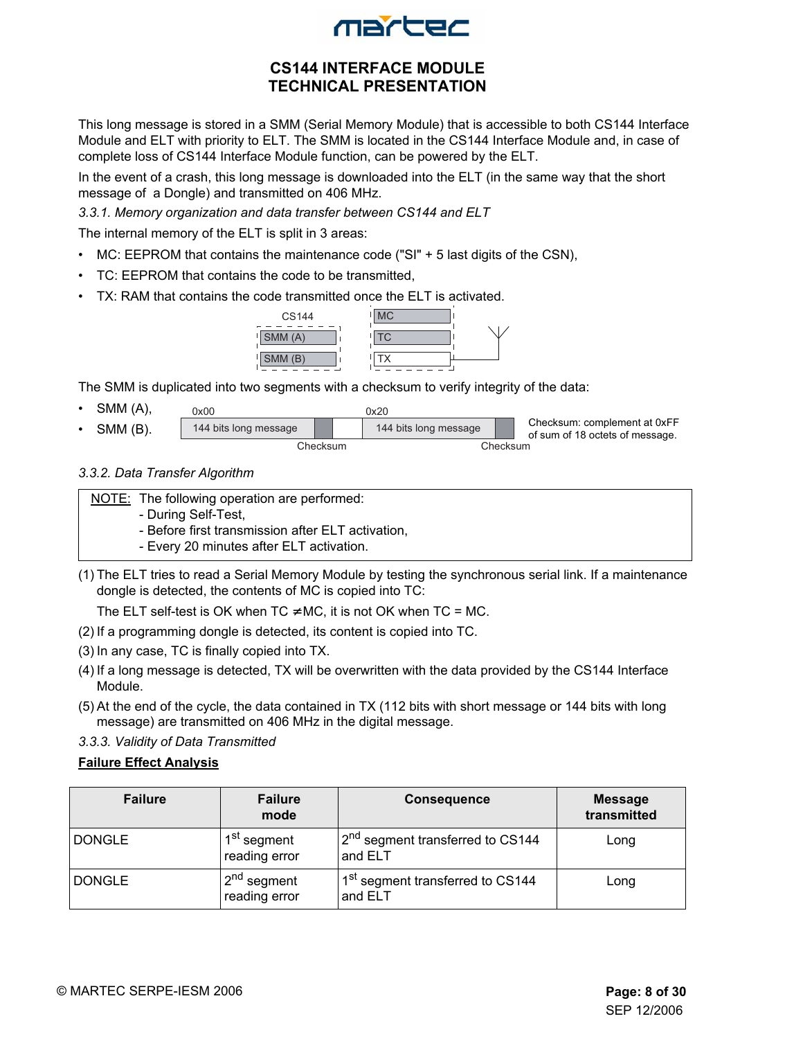This long message is stored in a SMM (Serial Memory Module) that is accessible to both CS144 Interface Module and ELT with priority to ELT. The SMM is located in the CS144 Interface Module and, in case of complete loss of CS144 Interface Module function, can be powered by the ELT.

In the event of a crash, this long message is downloaded into the ELT (in the same way that the short message of a Dongle) and transmitted on 406 MHz.

*3.3.1. Memory organization and data transfer between CS144 and ELT*

The internal memory of the ELT is split in 3 areas:

- MC: EEPROM that contains the maintenance code ("SI" + 5 last digits of the CSN),
- TC: EEPROM that contains the code to be transmitted,
- TX: RAM that contains the code transmitted once the ELT is activated.

CS144 | SMM (A) | SMM (B) — MC | TC | TX

The SMM is duplicated into two segments with a checksum to verify integrity of the data:

- SMM (A),
- SMM (B).

0x00: 144 bits long message | Checksum — 0x20: 144 bits long message | Checksum

Checksum: complement at 0xFF of sum of 18 octets of message.

*3.3.2. Data Transfer Algorithm*

> NOTE: The following operation are performed:
> - During Self-Test,
> - Before first transmission after ELT activation,
> - Every 20 minutes after ELT activation.

(1) The ELT tries to read a Serial Memory Module by testing the synchronous serial link. If a maintenance dongle is detected, the contents of MC is copied into TC:

The ELT self-test is OK when TC ≠MC, it is not OK when TC = MC.

(2) If a programming dongle is detected, its content is copied into TC.

(3) In any case, TC is finally copied into TX.

(4) If a long message is detected, TX will be overwritten with the data provided by the CS144 Interface Module.

(5) At the end of the cycle, the data contained in TX (112 bits with short message or 144 bits with long message) are transmitted on 406 MHz in the digital message.

*3.3.3. Validity of Data Transmitted*

**Failure Effect Analysis**

| Failure | Failure mode | Consequence | Message transmitted |
|---|---|---|---|
| DONGLE | 1st segment reading error | 2nd segment transferred to CS144 and ELT | Long |
| DONGLE | 2nd segment reading error | 1st segment transferred to CS144 and ELT | Long |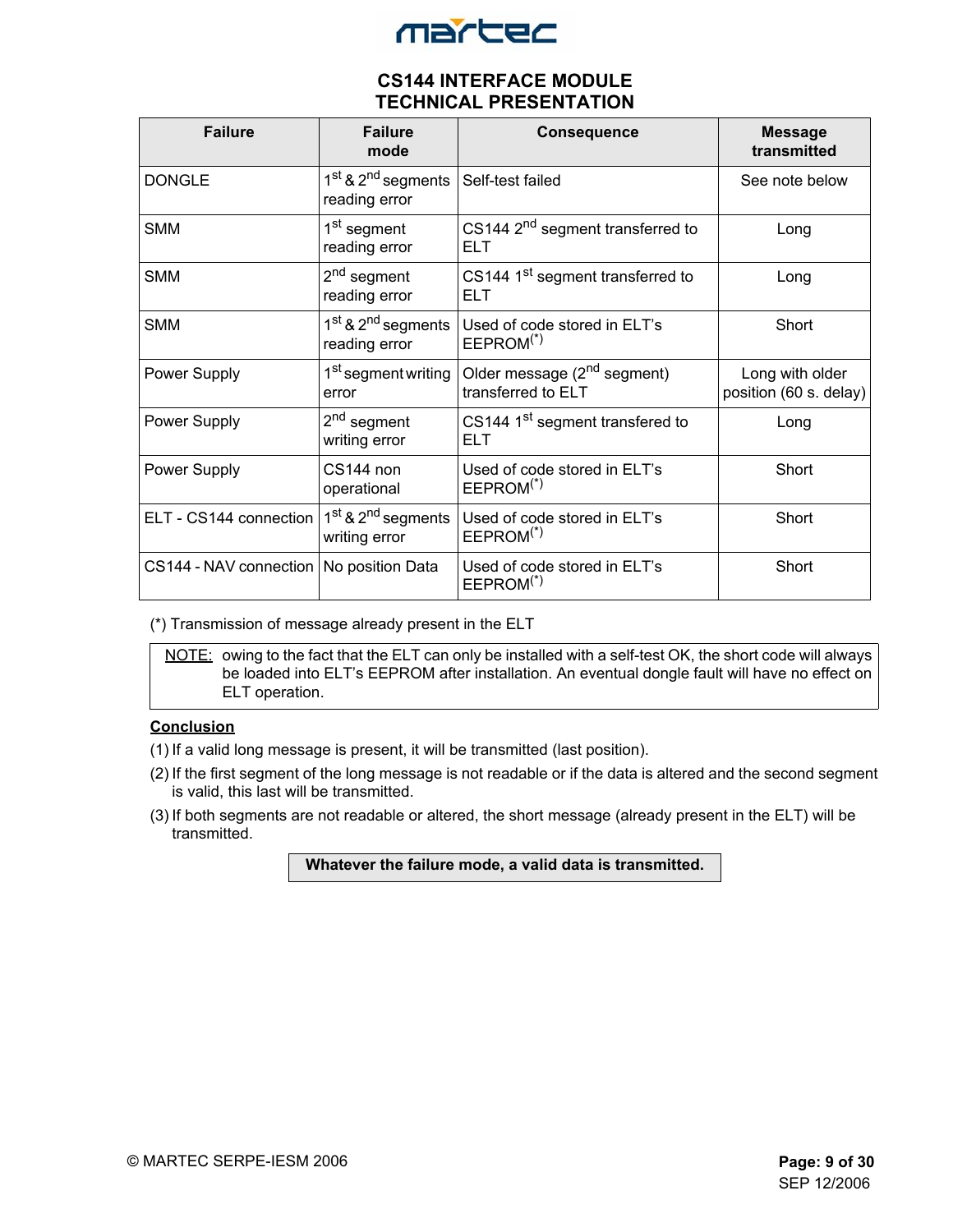| Failure | Failure mode | Consequence | Message transmitted |
|---|---|---|---|
| DONGLE | 1st & 2nd segments reading error | Self-test failed | See note below |
| SMM | 1st segment reading error | CS144 2nd segment transferred to ELT | Long |
| SMM | 2nd segment reading error | CS144 1st segment transferred to ELT | Long |
| SMM | 1st & 2nd segments reading error | Used of code stored in ELT's EEPROM(*) | Short |
| Power Supply | 1st segment writing error | Older message (2nd segment) transferred to ELT | Long with older position (60 s. delay) |
| Power Supply | 2nd segment writing error | CS144 1st segment transfered to ELT | Long |
| Power Supply | CS144 non operational | Used of code stored in ELT's EEPROM(*) | Short |
| ELT - CS144 connection | 1st & 2nd segments writing error | Used of code stored in ELT's EEPROM(*) | Short |
| CS144 - NAV connection | No position Data | Used of code stored in ELT's EEPROM(*) | Short |

(*) Transmission of message already present in the ELT

NOTE: owing to the fact that the ELT can only be installed with a self-test OK, the short code will always be loaded into ELT's EEPROM after installation. An eventual dongle fault will have no effect on ELT operation.

**Conclusion**

(1) If a valid long message is present, it will be transmitted (last position).

(2) If the first segment of the long message is not readable or if the data is altered and the second segment is valid, this last will be transmitted.

(3) If both segments are not readable or altered, the short message (already present in the ELT) will be transmitted.

**Whatever the failure mode, a valid data is transmitted.**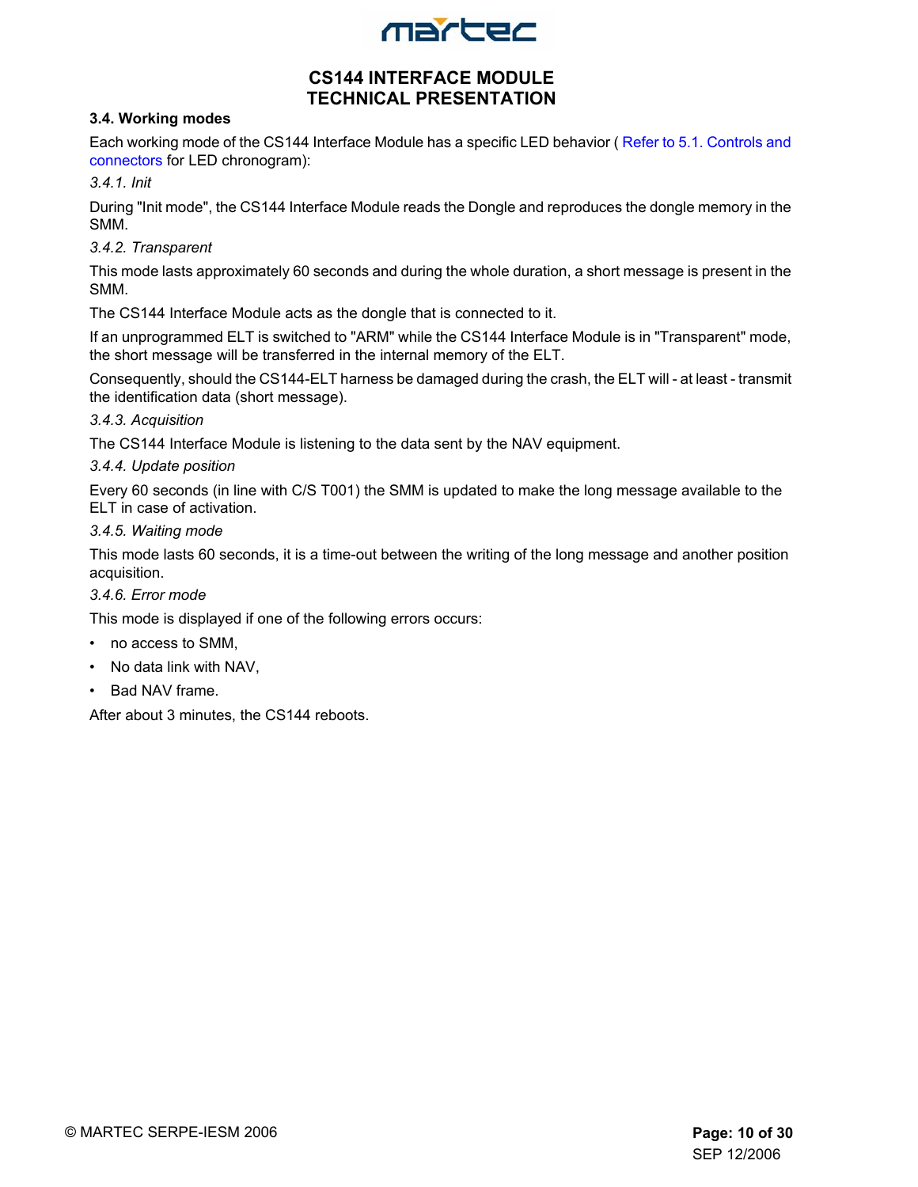### 3.4. Working modes

Each working mode of the CS144 Interface Module has a specific LED behavior ( Refer to 5.1. Controls and connectors for LED chronogram):

*3.4.1. Init*

During "Init mode", the CS144 Interface Module reads the Dongle and reproduces the dongle memory in the SMM.

*3.4.2. Transparent*

This mode lasts approximately 60 seconds and during the whole duration, a short message is present in the SMM.

The CS144 Interface Module acts as the dongle that is connected to it.

If an unprogrammed ELT is switched to "ARM" while the CS144 Interface Module is in "Transparent" mode, the short message will be transferred in the internal memory of the ELT.

Consequently, should the CS144-ELT harness be damaged during the crash, the ELT will - at least - transmit the identification data (short message).

*3.4.3. Acquisition*

The CS144 Interface Module is listening to the data sent by the NAV equipment.

*3.4.4. Update position*

Every 60 seconds (in line with C/S T001) the SMM is updated to make the long message available to the ELT in case of activation.

*3.4.5. Waiting mode*

This mode lasts 60 seconds, it is a time-out between the writing of the long message and another position acquisition.

*3.4.6. Error mode*

This mode is displayed if one of the following errors occurs:

- no access to SMM,
- No data link with NAV,
- Bad NAV frame.

After about 3 minutes, the CS144 reboots.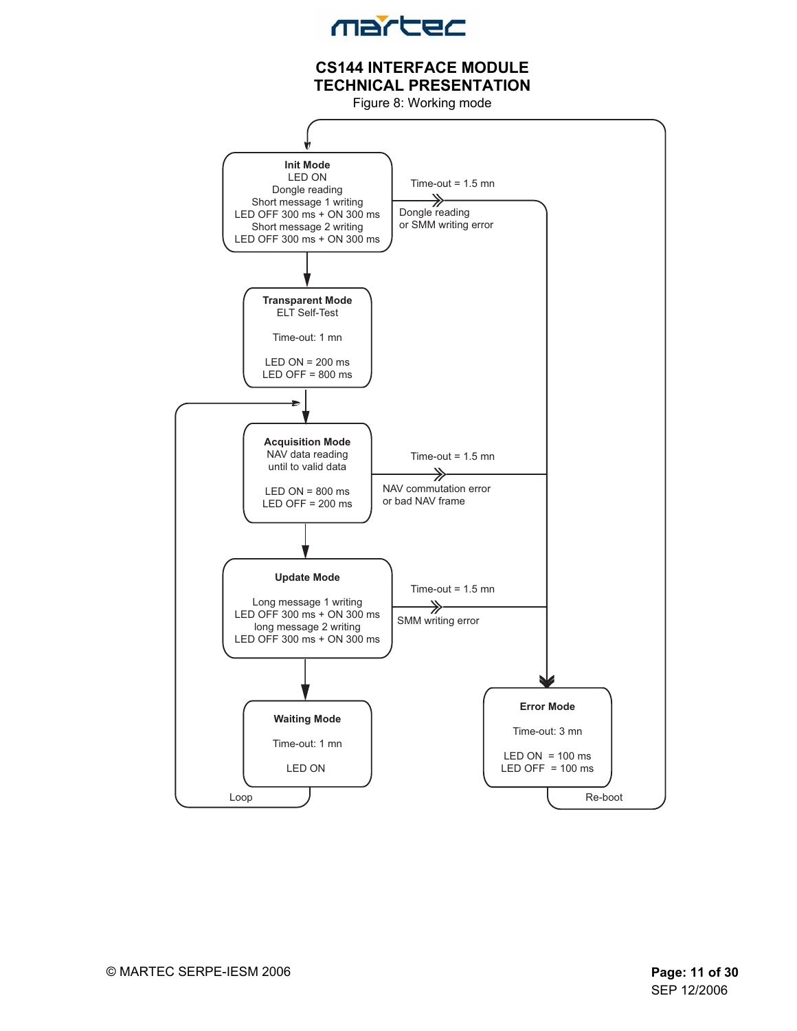Figure 8: Working mode

**Init Mode**
LED ON
Dongle reading
Short message 1 writing
LED OFF 300 ms + ON 300 ms
Short message 2 writing
LED OFF 300 ms + ON 300 ms

Time-out = 1.5 mn
Dongle reading or SMM writing error

**Transparent Mode**
ELT Self-Test

Time-out: 1 mn

LED ON = 200 ms
LED OFF = 800 ms

**Acquisition Mode**
NAV data reading until to valid data

LED ON = 800 ms
LED OFF = 200 ms

Time-out = 1.5 mn
NAV commutation error or bad NAV frame

**Update Mode**

Long message 1 writing
LED OFF 300 ms + ON 300 ms
long message 2 writing
LED OFF 300 ms + ON 300 ms

Time-out = 1.5 mn
SMM writing error

**Waiting Mode**

Time-out: 1 mn

LED ON

Loop

**Error Mode**

Time-out: 3 mn

LED ON = 100 ms
LED OFF = 100 ms

Re-boot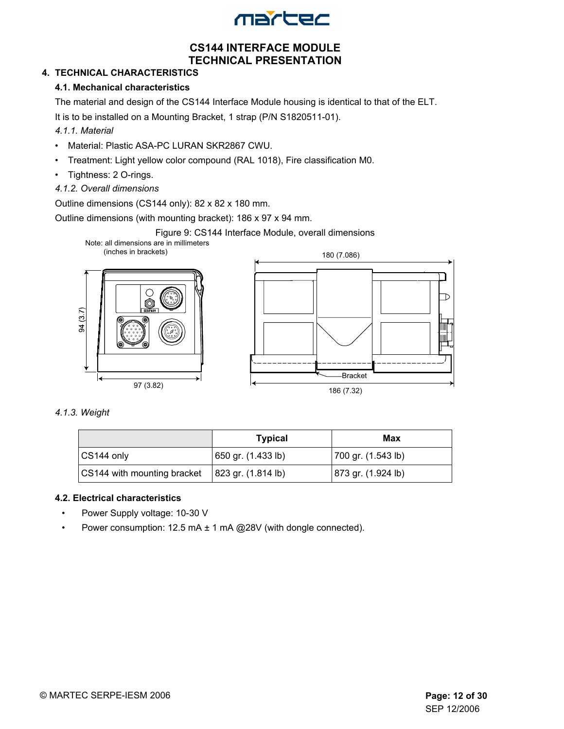# CS144 INTERFACE MODULE
# TECHNICAL PRESENTATION

## 4. TECHNICAL CHARACTERISTICS

### 4.1. Mechanical characteristics

The material and design of the CS144 Interface Module housing is identical to that of the ELT.

It is to be installed on a Mounting Bracket, 1 strap (P/N S1820511-01).

*4.1.1. Material*

- Material: Plastic ASA-PC LURAN SKR2867 CWU.
- Treatment: Light yellow color compound (RAL 1018), Fire classification M0.
- Tightness: 2 O-rings.

*4.1.2. Overall dimensions*

Outline dimensions (CS144 only): 82 x 82 x 180 mm.

Outline dimensions (with mounting bracket): 186 x 97 x 94 mm.

Figure 9: CS144 Interface Module, overall dimensions

Note: all dimensions are in millimeters (inches in brackets)

94 (3.7)

97 (3.82)

180 (7.086)

Bracket

186 (7.32)

*4.1.3. Weight*

| | Typical | Max |
|---|---|---|
| CS144 only | 650 gr. (1.433 lb) | 700 gr. (1.543 lb) |
| CS144 with mounting bracket | 823 gr. (1.814 lb) | 873 gr. (1.924 lb) |

### 4.2. Electrical characteristics

- Power Supply voltage: 10-30 V
- Power consumption: 12.5 mA ± 1 mA @28V (with dongle connected).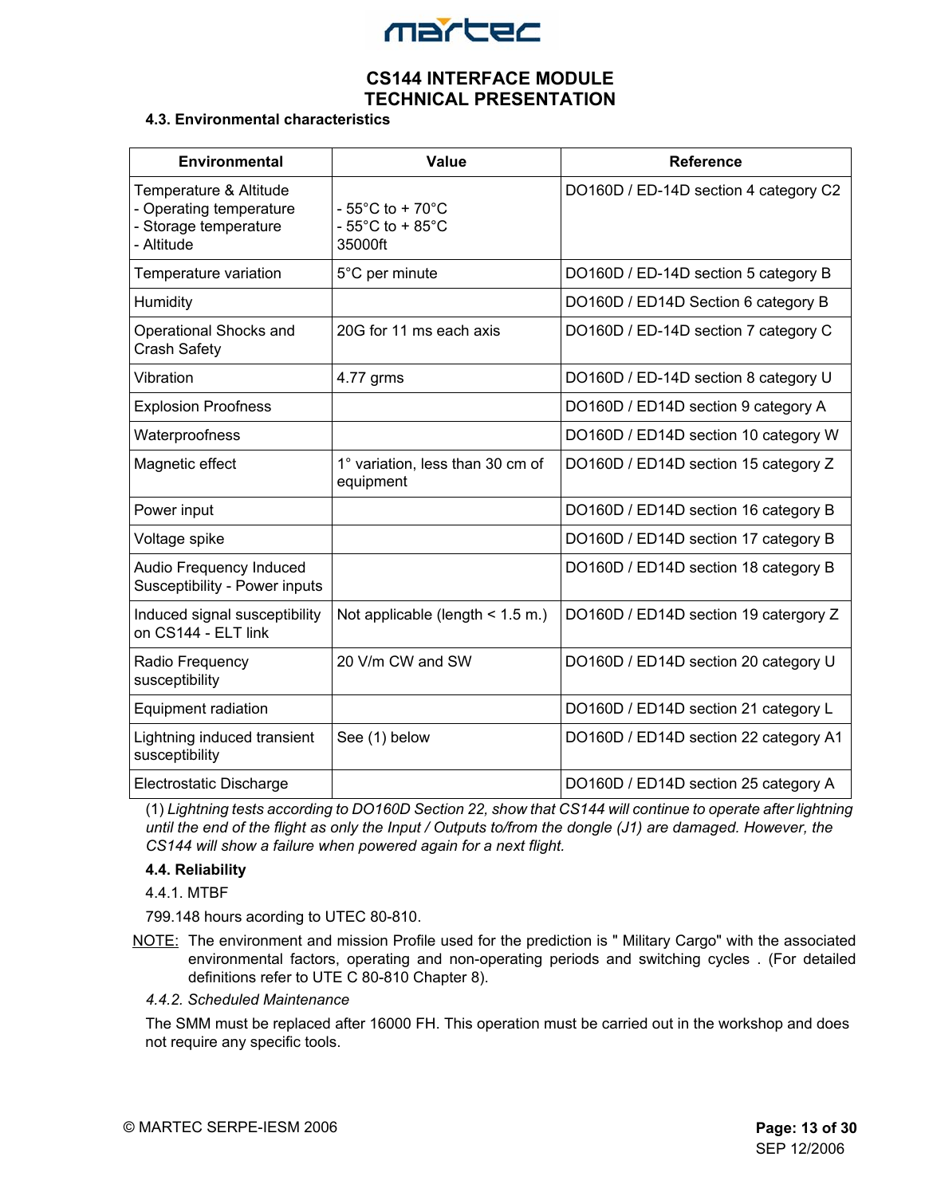#### 4.3. Environmental characteristics

| Environmental | Value | Reference |
|---|---|---|
| Temperature & Altitude<br>- Operating temperature<br>- Storage temperature<br>- Altitude | <br>- 55°C to + 70°C<br>- 55°C to + 85°C<br>35000ft | DO160D / ED-14D section 4 category C2 |
| Temperature variation | 5°C per minute | DO160D / ED-14D section 5 category B |
| Humidity | | DO160D / ED14D Section 6 category B |
| Operational Shocks and Crash Safety | 20G for 11 ms each axis | DO160D / ED-14D section 7 category C |
| Vibration | 4.77 grms | DO160D / ED-14D section 8 category U |
| Explosion Proofness | | DO160D / ED14D section 9 category A |
| Waterproofness | | DO160D / ED14D section 10 category W |
| Magnetic effect | 1° variation, less than 30 cm of equipment | DO160D / ED14D section 15 category Z |
| Power input | | DO160D / ED14D section 16 category B |
| Voltage spike | | DO160D / ED14D section 17 category B |
| Audio Frequency Induced Susceptibility - Power inputs | | DO160D / ED14D section 18 category B |
| Induced signal susceptibility on CS144 - ELT link | Not applicable (length < 1.5 m.) | DO160D / ED14D section 19 catergory Z |
| Radio Frequency susceptibility | 20 V/m CW and SW | DO160D / ED14D section 20 category U |
| Equipment radiation | | DO160D / ED14D section 21 category L |
| Lightning induced transient susceptibility | See (1) below | DO160D / ED14D section 22 category A1 |
| Electrostatic Discharge | | DO160D / ED14D section 25 category A |

(1) *Lightning tests according to DO160D Section 22, show that CS144 will continue to operate after lightning until the end of the flight as only the Input / Outputs to/from the dongle (J1) are damaged. However, the CS144 will show a failure when powered again for a next flight.*

#### 4.4. Reliability

4.4.1. MTBF

799.148 hours acording to UTEC 80-810.

NOTE: The environment and mission Profile used for the prediction is " Military Cargo" with the associated environmental factors, operating and non-operating periods and switching cycles . (For detailed definitions refer to UTE C 80-810 Chapter 8).

*4.4.2. Scheduled Maintenance*

The SMM must be replaced after 16000 FH. This operation must be carried out in the workshop and does not require any specific tools.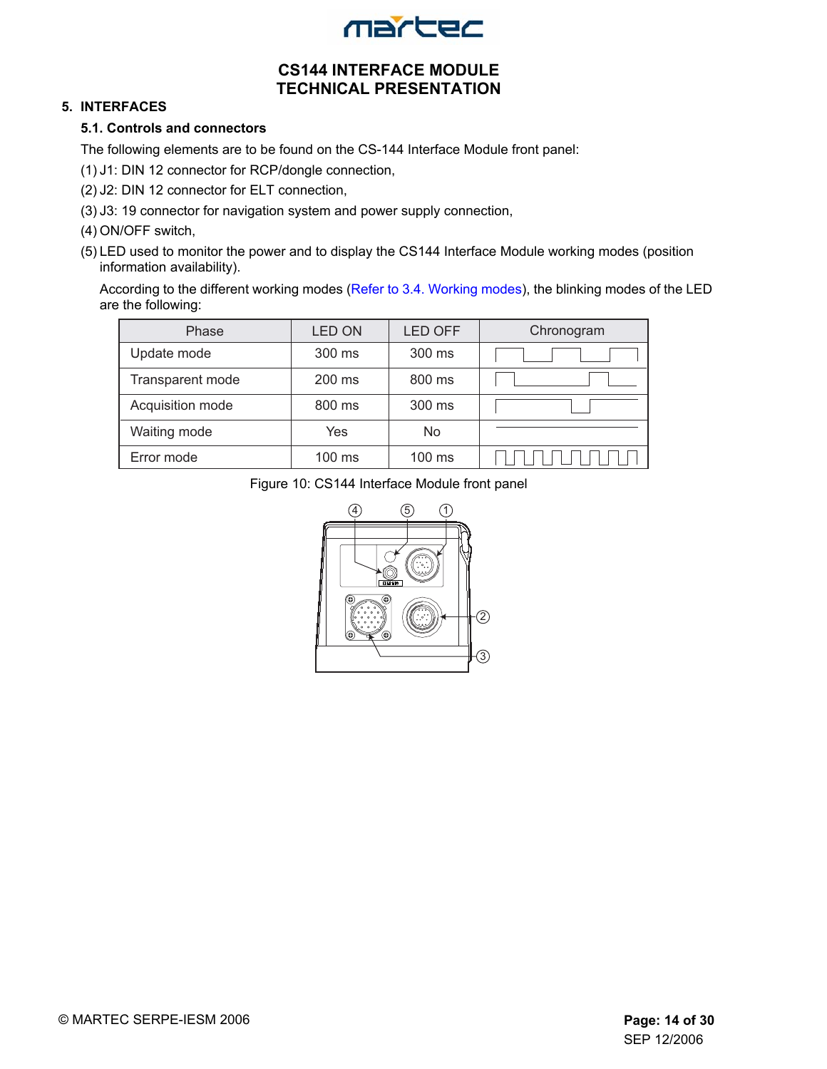## 5. INTERFACES

### 5.1. Controls and connectors

The following elements are to be found on the CS-144 Interface Module front panel:

(1) J1: DIN 12 connector for RCP/dongle connection,

(2) J2: DIN 12 connector for ELT connection,

(3) J3: 19 connector for navigation system and power supply connection,

(4) ON/OFF switch,

(5) LED used to monitor the power and to display the CS144 Interface Module working modes (position information availability).

According to the different working modes (Refer to 3.4. Working modes), the blinking modes of the LED are the following:

| Phase | LED ON | LED OFF | Chronogram |
|---|---|---|---|
| Update mode | 300 ms | 300 ms | |
| Transparent mode | 200 ms | 800 ms | |
| Acquisition mode | 800 ms | 300 ms | |
| Waiting mode | Yes | No | |
| Error mode | 100 ms | 100 ms | |

Figure 10: CS144 Interface Module front panel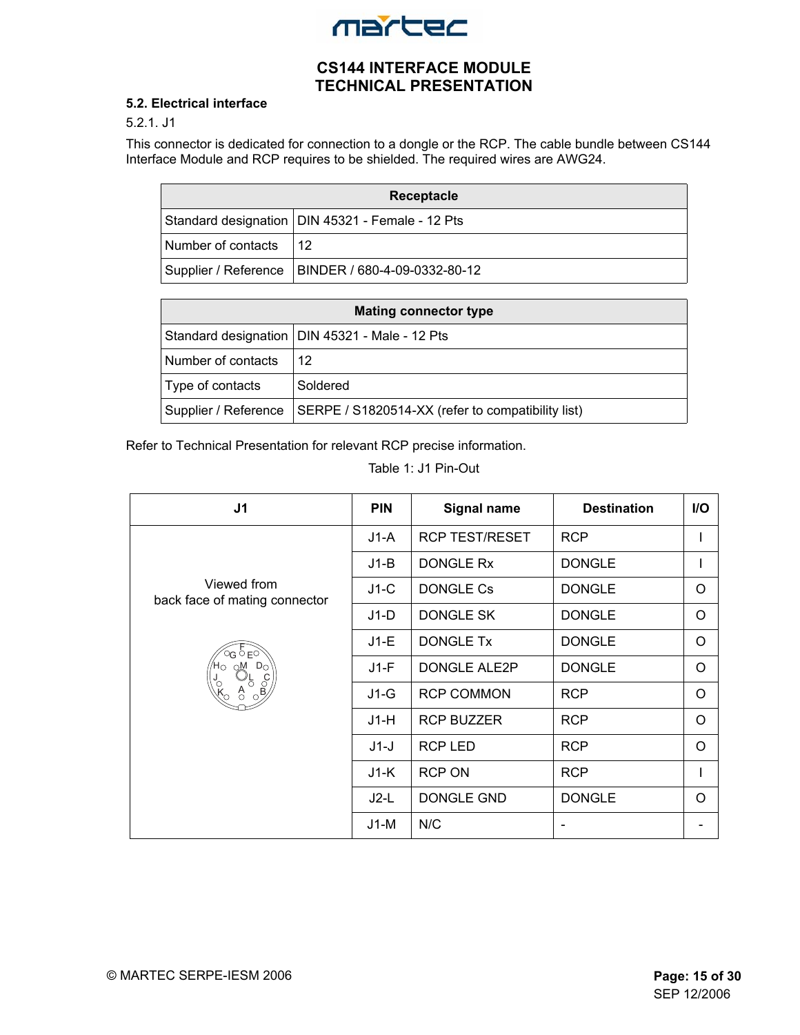### 5.2. Electrical interface

5.2.1. J1

This connector is dedicated for connection to a dongle or the RCP. The cable bundle between CS144 Interface Module and RCP requires to be shielded. The required wires are AWG24.

| Receptacle | |
|---|---|
| Standard designation | DIN 45321 - Female - 12 Pts |
| Number of contacts | 12 |
| Supplier / Reference | BINDER / 680-4-09-0332-80-12 |

| Mating connector type | |
|---|---|
| Standard designation | DIN 45321 - Male - 12 Pts |
| Number of contacts | 12 |
| Type of contacts | Soldered |
| Supplier / Reference | SERPE / S1820514-XX (refer to compatibility list) |

Refer to Technical Presentation for relevant RCP precise information.

Table 1: J1 Pin-Out

| J1 | PIN | Signal name | Destination | I/O |
|---|---|---|---|---|
| Viewed from back face of mating connector | J1-A | RCP TEST/RESET | RCP | I |
| | J1-B | DONGLE Rx | DONGLE | I |
| | J1-C | DONGLE Cs | DONGLE | O |
| | J1-D | DONGLE SK | DONGLE | O |
| | J1-E | DONGLE Tx | DONGLE | O |
| | J1-F | DONGLE ALE2P | DONGLE | O |
| | J1-G | RCP COMMON | RCP | O |
| | J1-H | RCP BUZZER | RCP | O |
| | J1-J | RCP LED | RCP | O |
| | J1-K | RCP ON | RCP | I |
| | J2-L | DONGLE GND | DONGLE | O |
| | J1-M | N/C | - | - |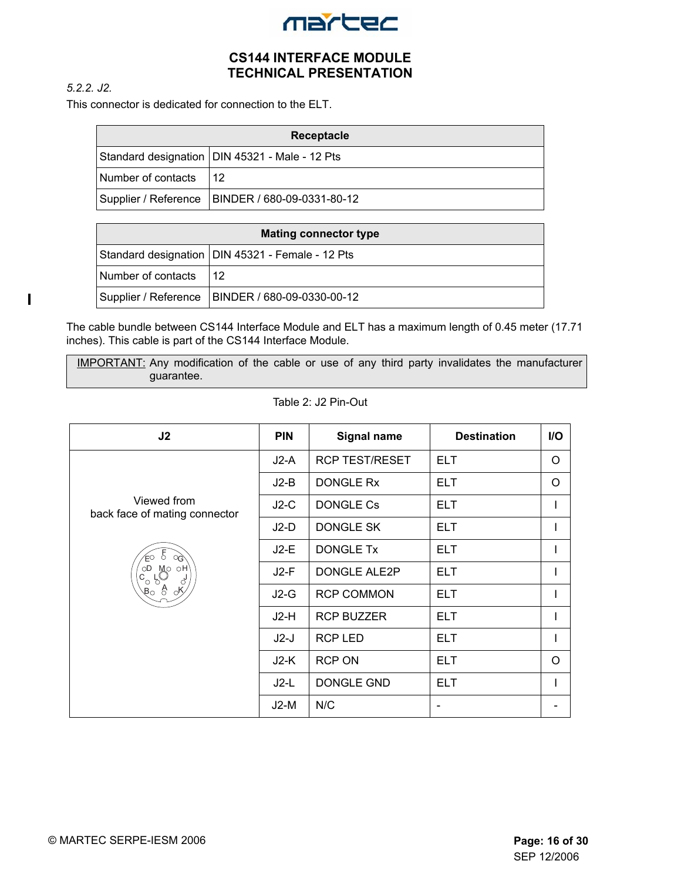*5.2.2. J2.*

This connector is dedicated for connection to the ELT.

| Receptacle | |
|---|---|
| Standard designation | DIN 45321 - Male - 12 Pts |
| Number of contacts | 12 |
| Supplier / Reference | BINDER / 680-09-0331-80-12 |

| Mating connector type | |
|---|---|
| Standard designation | DIN 45321 - Female - 12 Pts |
| Number of contacts | 12 |
| Supplier / Reference | BINDER / 680-09-0330-00-12 |

The cable bundle between CS144 Interface Module and ELT has a maximum length of 0.45 meter (17.71 inches). This cable is part of the CS144 Interface Module.

> IMPORTANT: Any modification of the cable or use of any third party invalidates the manufacturer guarantee.

Table 2: J2 Pin-Out

| J2 | PIN | Signal name | Destination | I/O |
|---|---|---|---|---|
| Viewed from back face of mating connector | J2-A | RCP TEST/RESET | ELT | O |
| | J2-B | DONGLE Rx | ELT | O |
| | J2-C | DONGLE Cs | ELT | I |
| | J2-D | DONGLE SK | ELT | I |
| | J2-E | DONGLE Tx | ELT | I |
| | J2-F | DONGLE ALE2P | ELT | I |
| | J2-G | RCP COMMON | ELT | I |
| | J2-H | RCP BUZZER | ELT | I |
| | J2-J | RCP LED | ELT | I |
| | J2-K | RCP ON | ELT | O |
| | J2-L | DONGLE GND | ELT | I |
| | J2-M | N/C | - | - |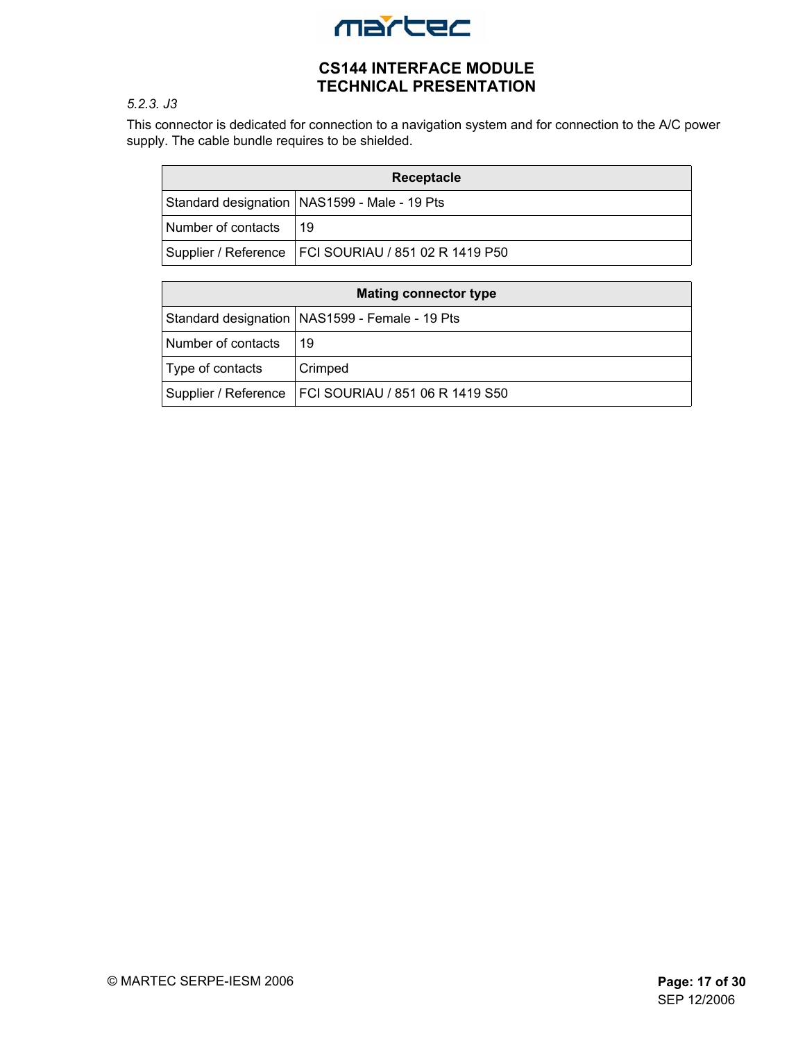*5.2.3. J3*

This connector is dedicated for connection to a navigation system and for connection to the A/C power supply. The cable bundle requires to be shielded.

| Receptacle | |
|---|---|
| Standard designation | NAS1599 - Male - 19 Pts |
| Number of contacts | 19 |
| Supplier / Reference | FCI SOURIAU / 851 02 R 1419 P50 |

| Mating connector type | |
|---|---|
| Standard designation | NAS1599 - Female - 19 Pts |
| Number of contacts | 19 |
| Type of contacts | Crimped |
| Supplier / Reference | FCI SOURIAU / 851 06 R 1419 S50 |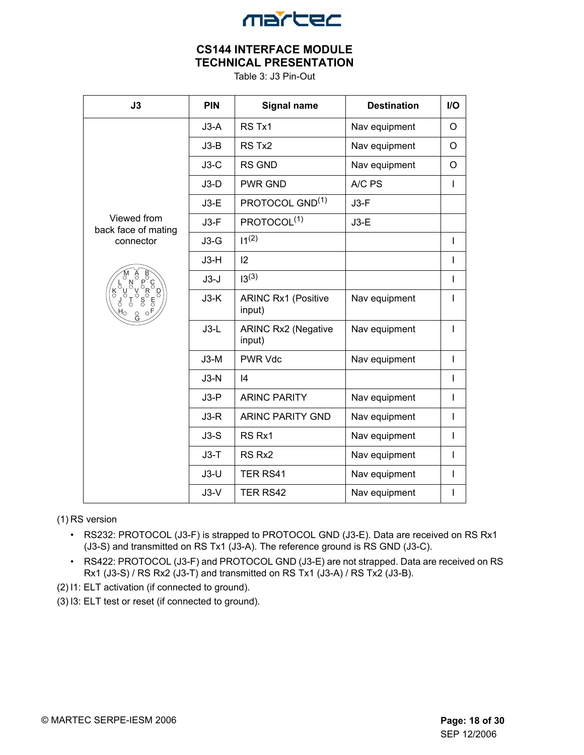# CS144 INTERFACE MODULE
# TECHNICAL PRESENTATION

Table 3: J3 Pin-Out

| J3 | PIN | Signal name | Destination | I/O |
|---|---|---|---|---|
| Viewed from back face of mating connector | J3-A | RS Tx1 | Nav equipment | O |
| | J3-B | RS Tx2 | Nav equipment | O |
| | J3-C | RS GND | Nav equipment | O |
| | J3-D | PWR GND | A/C PS | I |
| | J3-E | PROTOCOL GND(1) | J3-F | |
| | J3-F | PROTOCOL(1) | J3-E | |
| | J3-G | I1(2) | | I |
| | J3-H | I2 | | I |
| | J3-J | I3(3) | | I |
| | J3-K | ARINC Rx1 (Positive input) | Nav equipment | I |
| | J3-L | ARINC Rx2 (Negative input) | Nav equipment | I |
| | J3-M | PWR Vdc | Nav equipment | I |
| | J3-N | I4 | | I |
| | J3-P | ARINC PARITY | Nav equipment | I |
| | J3-R | ARINC PARITY GND | Nav equipment | I |
| | J3-S | RS Rx1 | Nav equipment | I |
| | J3-T | RS Rx2 | Nav equipment | I |
| | J3-U | TER RS41 | Nav equipment | I |
| | J3-V | TER RS42 | Nav equipment | I |

(1) RS version

- RS232: PROTOCOL (J3-F) is strapped to PROTOCOL GND (J3-E). Data are received on RS Rx1 (J3-S) and transmitted on RS Tx1 (J3-A). The reference ground is RS GND (J3-C).
- RS422: PROTOCOL (J3-F) and PROTOCOL GND (J3-E) are not strapped. Data are received on RS Rx1 (J3-S) / RS Rx2 (J3-T) and transmitted on RS Tx1 (J3-A) / RS Tx2 (J3-B).

(2) I1: ELT activation (if connected to ground).

(3) I3: ELT test or reset (if connected to ground).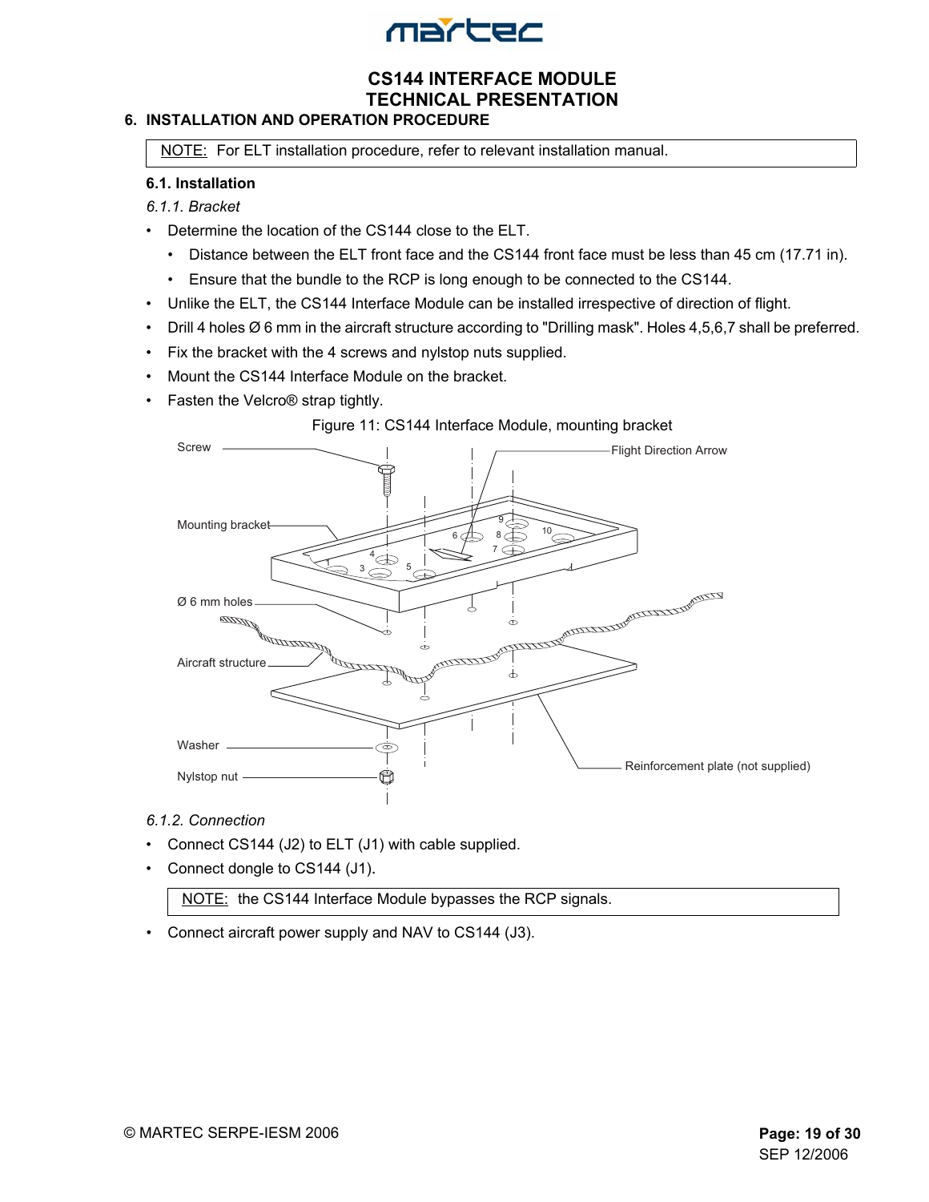## 6. INSTALLATION AND OPERATION PROCEDURE

| NOTE: For ELT installation procedure, refer to relevant installation manual. |
|---|

### 6.1. Installation

*6.1.1. Bracket*

- Determine the location of the CS144 close to the ELT.
  - Distance between the ELT front face and the CS144 front face must be less than 45 cm (17.71 in).
  - Ensure that the bundle to the RCP is long enough to be connected to the CS144.
- Unlike the ELT, the CS144 Interface Module can be installed irrespective of direction of flight.
- Drill 4 holes Ø 6 mm in the aircraft structure according to "Drilling mask". Holes 4,5,6,7 shall be preferred.
- Fix the bracket with the 4 screws and nylstop nuts supplied.
- Mount the CS144 Interface Module on the bracket.
- Fasten the Velcro® strap tightly.

Figure 11: CS144 Interface Module, mounting bracket

*6.1.2. Connection*

- Connect CS144 (J2) to ELT (J1) with cable supplied.
- Connect dongle to CS144 (J1).

| NOTE: the CS144 Interface Module bypasses the RCP signals. |
|---|

- Connect aircraft power supply and NAV to CS144 (J3).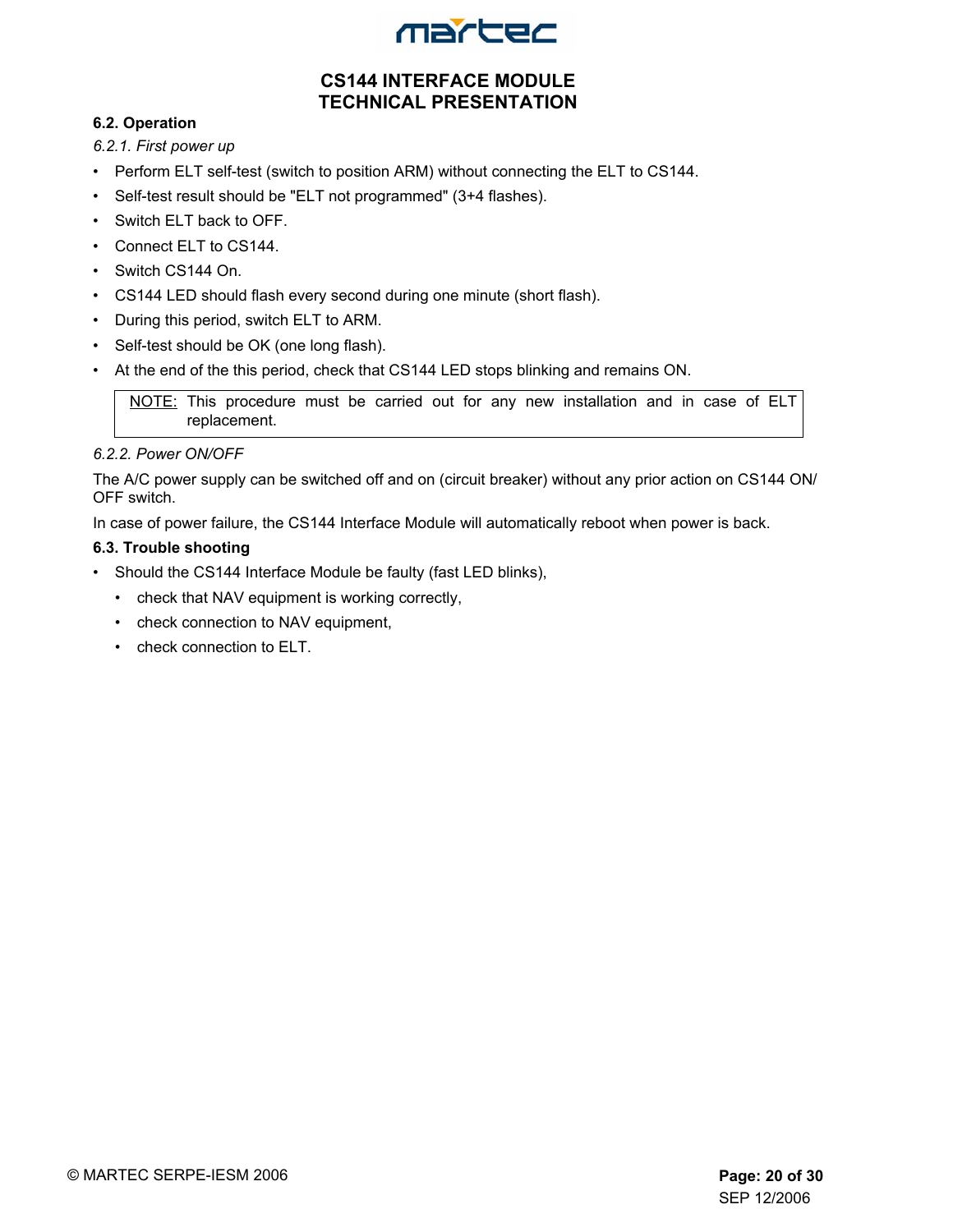## 6.2. Operation

### *6.2.1. First power up*

- Perform ELT self-test (switch to position ARM) without connecting the ELT to CS144.
- Self-test result should be "ELT not programmed" (3+4 flashes).
- Switch ELT back to OFF.
- Connect ELT to CS144.
- Switch CS144 On.
- CS144 LED should flash every second during one minute (short flash).
- During this period, switch ELT to ARM.
- Self-test should be OK (one long flash).
- At the end of the this period, check that CS144 LED stops blinking and remains ON.

> NOTE: This procedure must be carried out for any new installation and in case of ELT replacement.

### *6.2.2. Power ON/OFF*

The A/C power supply can be switched off and on (circuit breaker) without any prior action on CS144 ON/OFF switch.

In case of power failure, the CS144 Interface Module will automatically reboot when power is back.

## 6.3. Trouble shooting

- Should the CS144 Interface Module be faulty (fast LED blinks),
  - check that NAV equipment is working correctly,
  - check connection to NAV equipment,
  - check connection to ELT.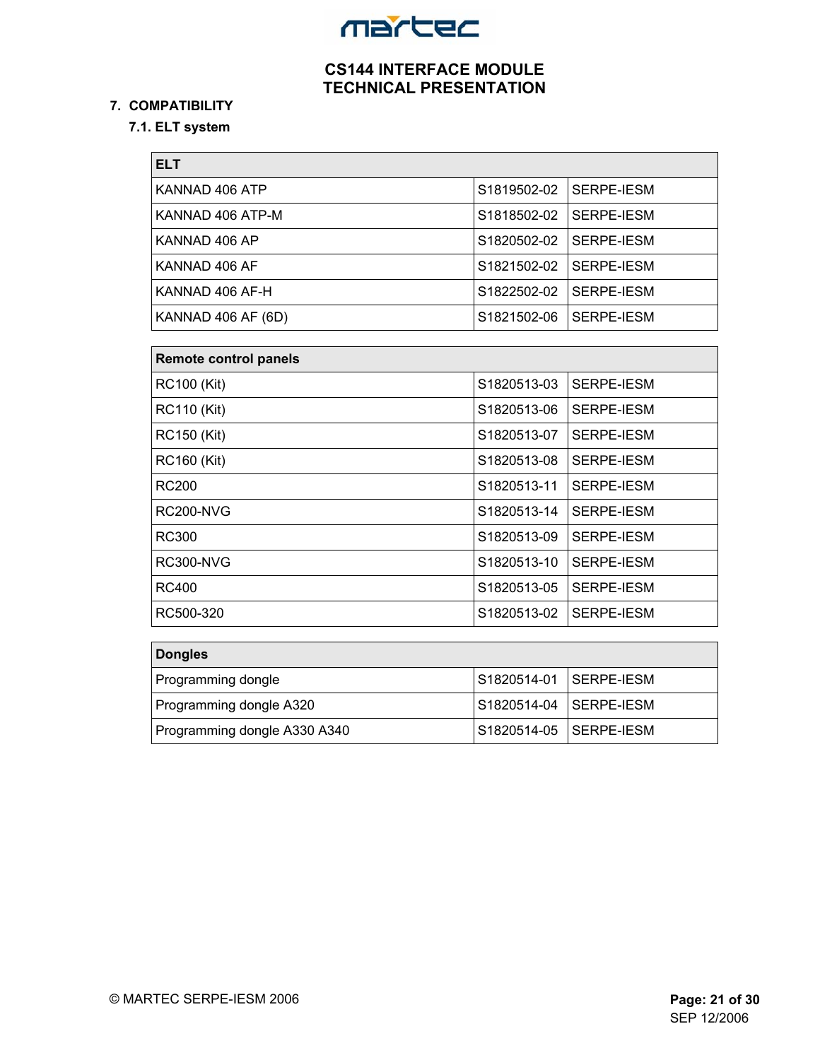## 7. COMPATIBILITY

### 7.1. ELT system

| ELT | | |
|---|---|---|
| KANNAD 406 ATP | S1819502-02 | SERPE-IESM |
| KANNAD 406 ATP-M | S1818502-02 | SERPE-IESM |
| KANNAD 406 AP | S1820502-02 | SERPE-IESM |
| KANNAD 406 AF | S1821502-02 | SERPE-IESM |
| KANNAD 406 AF-H | S1822502-02 | SERPE-IESM |
| KANNAD 406 AF (6D) | S1821502-06 | SERPE-IESM |

| Remote control panels | | |
|---|---|---|
| RC100 (Kit) | S1820513-03 | SERPE-IESM |
| RC110 (Kit) | S1820513-06 | SERPE-IESM |
| RC150 (Kit) | S1820513-07 | SERPE-IESM |
| RC160 (Kit) | S1820513-08 | SERPE-IESM |
| RC200 | S1820513-11 | SERPE-IESM |
| RC200-NVG | S1820513-14 | SERPE-IESM |
| RC300 | S1820513-09 | SERPE-IESM |
| RC300-NVG | S1820513-10 | SERPE-IESM |
| RC400 | S1820513-05 | SERPE-IESM |
| RC500-320 | S1820513-02 | SERPE-IESM |

| Dongles | | |
|---|---|---|
| Programming dongle | S1820514-01 | SERPE-IESM |
| Programming dongle A320 | S1820514-04 | SERPE-IESM |
| Programming dongle A330 A340 | S1820514-05 | SERPE-IESM |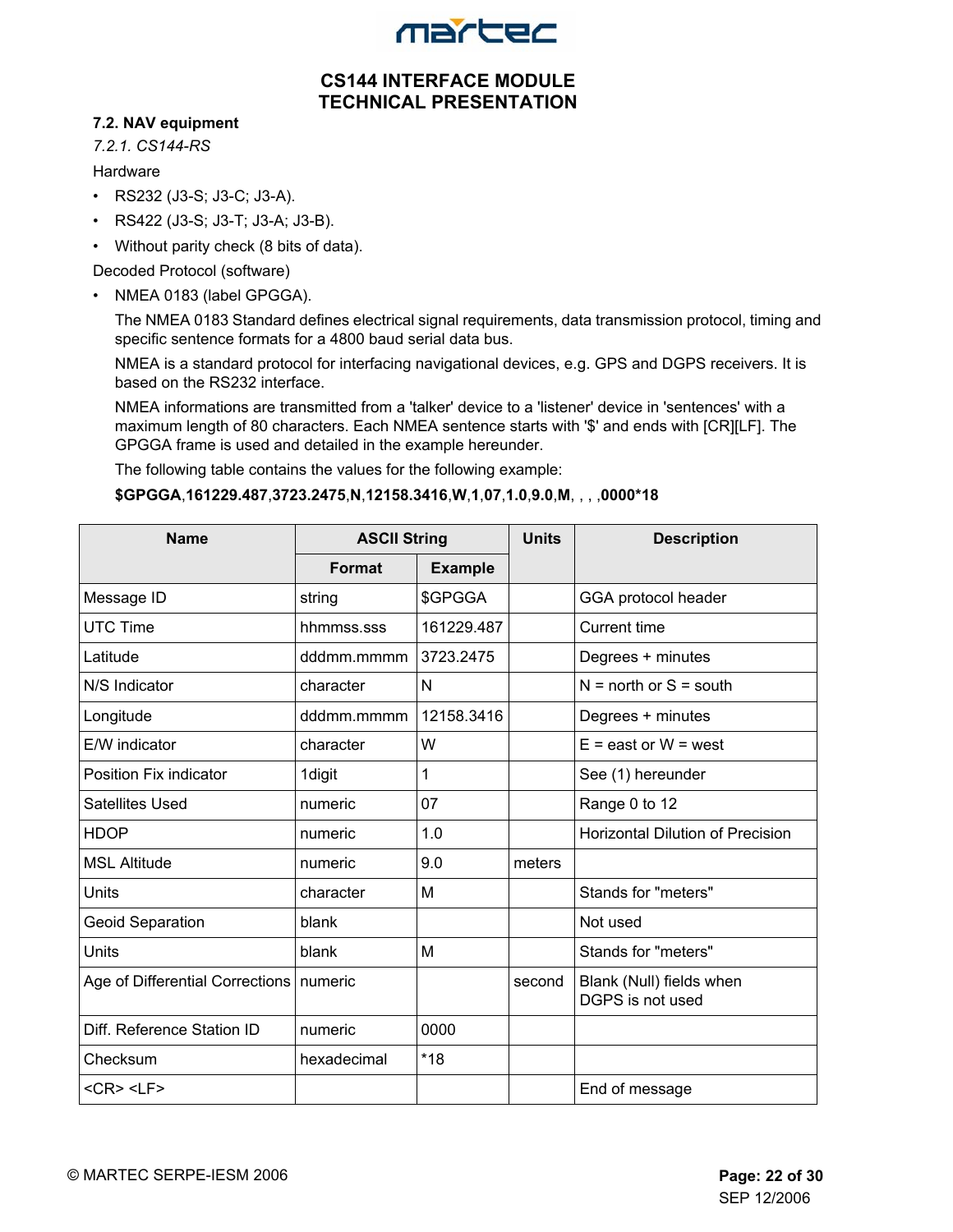## 7.2. NAV equipment

### *7.2.1. CS144-RS*

Hardware

- RS232 (J3-S; J3-C; J3-A).
- RS422 (J3-S; J3-T; J3-A; J3-B).
- Without parity check (8 bits of data).

Decoded Protocol (software)

- NMEA 0183 (label GPGGA).

  The NMEA 0183 Standard defines electrical signal requirements, data transmission protocol, timing and specific sentence formats for a 4800 baud serial data bus.

  NMEA is a standard protocol for interfacing navigational devices, e.g. GPS and DGPS receivers. It is based on the RS232 interface.

  NMEA informations are transmitted from a 'talker' device to a 'listener' device in 'sentences' with a maximum length of 80 characters. Each NMEA sentence starts with '$' and ends with [CR][LF]. The GPGGA frame is used and detailed in the example hereunder.

  The following table contains the values for the following example:

  **$GPGGA**,**161229.487**,**3723.2475**,**N**,**12158.3416**,**W**,**1**,**07**,**1.0**,**9.0**,**M**, , , ,**0000*18**

| Name | ASCII String | | Units | Description |
|---|---|---|---|---|
| | Format | Example | | |
| Message ID | string | $GPGGA | | GGA protocol header |
| UTC Time | hhmmss.sss | 161229.487 | | Current time |
| Latitude | dddmm.mmmm | 3723.2475 | | Degrees + minutes |
| N/S Indicator | character | N | | N = north or S = south |
| Longitude | dddmm.mmmm | 12158.3416 | | Degrees + minutes |
| E/W indicator | character | W | | E = east or W = west |
| Position Fix indicator | 1digit | 1 | | See (1) hereunder |
| Satellites Used | numeric | 07 | | Range 0 to 12 |
| HDOP | numeric | 1.0 | | Horizontal Dilution of Precision |
| MSL Altitude | numeric | 9.0 | meters | |
| Units | character | M | | Stands for "meters" |
| Geoid Separation | blank | | | Not used |
| Units | blank | M | | Stands for "meters" |
| Age of Differential Corrections | numeric | | second | Blank (Null) fields when DGPS is not used |
| Diff. Reference Station ID | numeric | 0000 | | |
| Checksum | hexadecimal | *18 | | |
| <CR> <LF> | | | | End of message |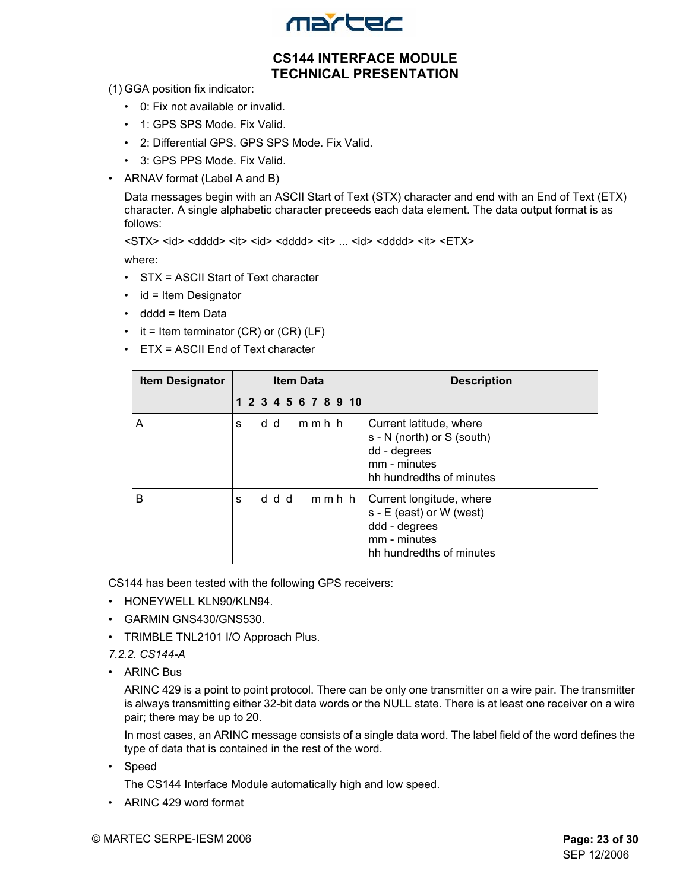(1) GGA position fix indicator:

- 0: Fix not available or invalid.
- 1: GPS SPS Mode. Fix Valid.
- 2: Differential GPS. GPS SPS Mode. Fix Valid.
- 3: GPS PPS Mode. Fix Valid.

- ARNAV format (Label A and B)

  Data messages begin with an ASCII Start of Text (STX) character and end with an End of Text (ETX) character. A single alphabetic character preceeds each data element. The data output format is as follows:

  <STX> <id> <dddd> <it> <id> <dddd> <it> ... <id> <dddd> <it> <ETX>

  where:

  - STX = ASCII Start of Text character
  - id = Item Designator
  - dddd = Item Data
  - it = Item terminator (CR) or (CR) (LF)
  - ETX = ASCII End of Text character

| Item Designator | Item Data | Description |
|---|---|---|
| | 1 2 3 4 5 6 7 8 9 10 | |
| A | s d d m m h h | Current latitude, where<br>s - N (north) or S (south)<br>dd - degrees<br>mm - minutes<br>hh hundredths of minutes |
| B | s d d d m m h h | Current longitude, where<br>s - E (east) or W (west)<br>ddd - degrees<br>mm - minutes<br>hh hundredths of minutes |

CS144 has been tested with the following GPS receivers:

- HONEYWELL KLN90/KLN94.
- GARMIN GNS430/GNS530.
- TRIMBLE TNL2101 I/O Approach Plus.

*7.2.2. CS144-A*

- ARINC Bus

  ARINC 429 is a point to point protocol. There can be only one transmitter on a wire pair. The transmitter is always transmitting either 32-bit data words or the NULL state. There is at least one receiver on a wire pair; there may be up to 20.

  In most cases, an ARINC message consists of a single data word. The label field of the word defines the type of data that is contained in the rest of the word.

- Speed

  The CS144 Interface Module automatically high and low speed.

- ARINC 429 word format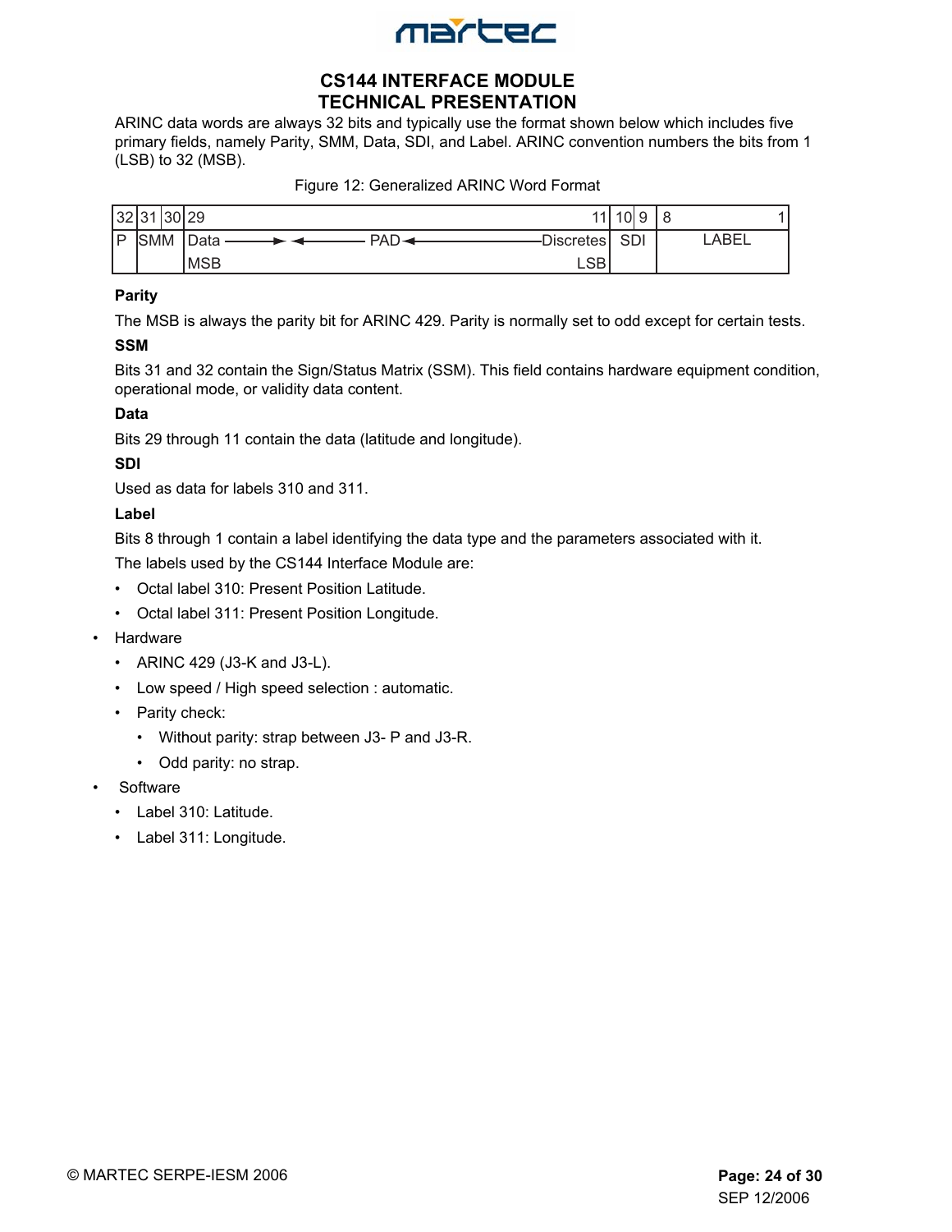ARINC data words are always 32 bits and typically use the format shown below which includes five primary fields, namely Parity, SMM, Data, SDI, and Label. ARINC convention numbers the bits from 1 (LSB) to 32 (MSB).

Figure 12: Generalized ARINC Word Format

| 32 | 31 | 30 | 29 ... 11 | 10 | 9 | 8 ... 1 |
|---|---|---|---|---|---|---|
| P | SMM | | Data ——► ◄—— PAD ◄—— Discretes | SDI | | LABEL |
| | | | MSB ... LSB | | | |

**Parity**

The MSB is always the parity bit for ARINC 429. Parity is normally set to odd except for certain tests.

**SSM**

Bits 31 and 32 contain the Sign/Status Matrix (SSM). This field contains hardware equipment condition, operational mode, or validity data content.

**Data**

Bits 29 through 11 contain the data (latitude and longitude).

**SDI**

Used as data for labels 310 and 311.

**Label**

Bits 8 through 1 contain a label identifying the data type and the parameters associated with it.

The labels used by the CS144 Interface Module are:

- Octal label 310: Present Position Latitude.
- Octal label 311: Present Position Longitude.

- Hardware
  - ARINC 429 (J3-K and J3-L).
  - Low speed / High speed selection : automatic.
  - Parity check:
    - Without parity: strap between J3- P and J3-R.
    - Odd parity: no strap.
- Software
  - Label 310: Latitude.
  - Label 311: Longitude.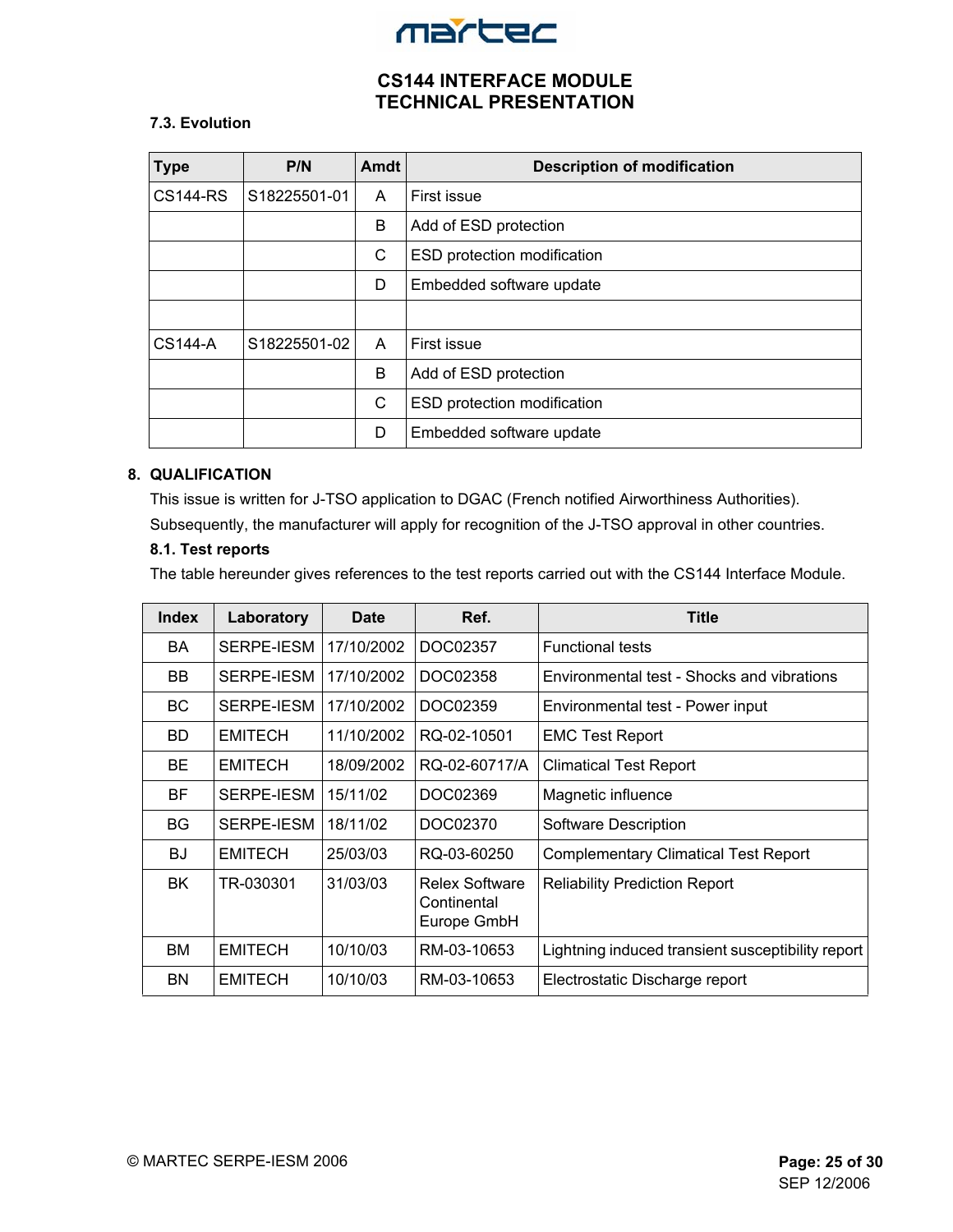### 7.3. Evolution

| Type | P/N | Amdt | Description of modification |
|---|---|---|---|
| CS144-RS | S18225501-01 | A | First issue |
| | | B | Add of ESD protection |
| | | C | ESD protection modification |
| | | D | Embedded software update |
| | | | |
| CS144-A | S18225501-02 | A | First issue |
| | | B | Add of ESD protection |
| | | C | ESD protection modification |
| | | D | Embedded software update |

## 8. QUALIFICATION

This issue is written for J-TSO application to DGAC (French notified Airworthiness Authorities).

Subsequently, the manufacturer will apply for recognition of the J-TSO approval in other countries.

### 8.1. Test reports

The table hereunder gives references to the test reports carried out with the CS144 Interface Module.

| Index | Laboratory | Date | Ref. | Title |
|---|---|---|---|---|
| BA | SERPE-IESM | 17/10/2002 | DOC02357 | Functional tests |
| BB | SERPE-IESM | 17/10/2002 | DOC02358 | Environmental test - Shocks and vibrations |
| BC | SERPE-IESM | 17/10/2002 | DOC02359 | Environmental test - Power input |
| BD | EMITECH | 11/10/2002 | RQ-02-10501 | EMC Test Report |
| BE | EMITECH | 18/09/2002 | RQ-02-60717/A | Climatical Test Report |
| BF | SERPE-IESM | 15/11/02 | DOC02369 | Magnetic influence |
| BG | SERPE-IESM | 18/11/02 | DOC02370 | Software Description |
| BJ | EMITECH | 25/03/03 | RQ-03-60250 | Complementary Climatical Test Report |
| BK | TR-030301 | 31/03/03 | Relex Software Continental Europe GmbH | Reliability Prediction Report |
| BM | EMITECH | 10/10/03 | RM-03-10653 | Lightning induced transient susceptibility report |
| BN | EMITECH | 10/10/03 | RM-03-10653 | Electrostatic Discharge report |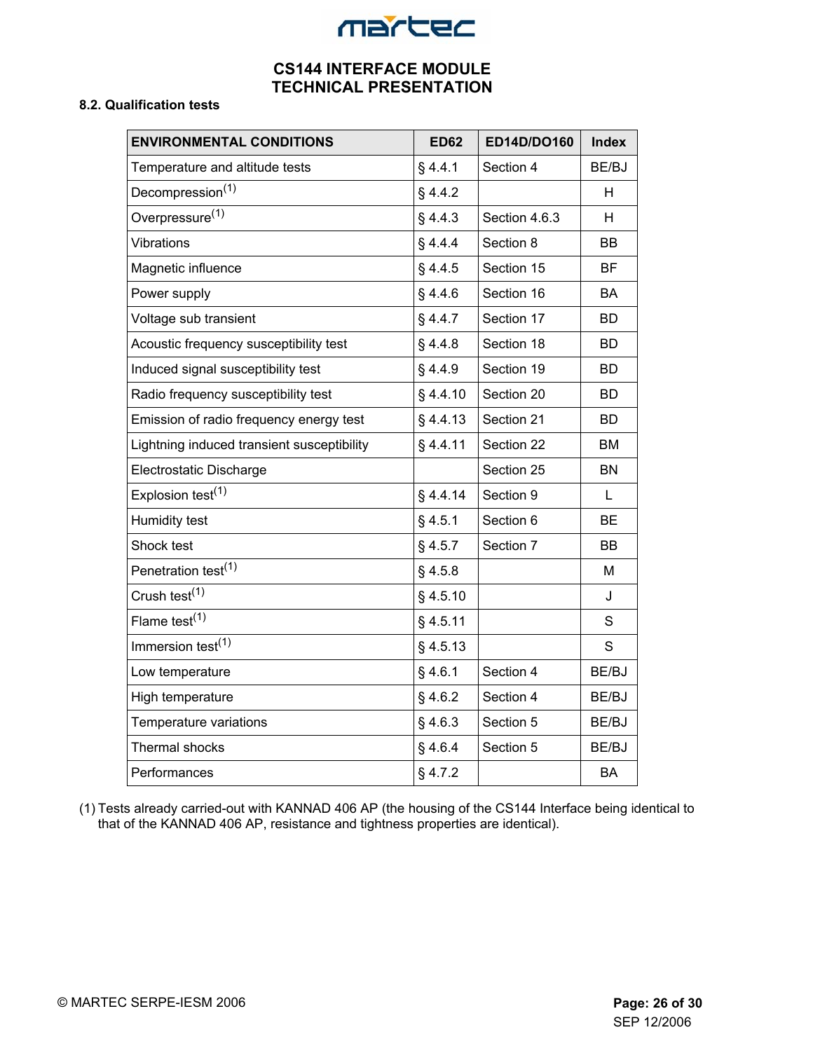## 8.2. Qualification tests

| ENVIRONMENTAL CONDITIONS | ED62 | ED14D/DO160 | Index |
|---|---|---|---|
| Temperature and altitude tests | § 4.4.1 | Section 4 | BE/BJ |
| Decompression(1) | § 4.4.2 | | H |
| Overpressure(1) | § 4.4.3 | Section 4.6.3 | H |
| Vibrations | § 4.4.4 | Section 8 | BB |
| Magnetic influence | § 4.4.5 | Section 15 | BF |
| Power supply | § 4.4.6 | Section 16 | BA |
| Voltage sub transient | § 4.4.7 | Section 17 | BD |
| Acoustic frequency susceptibility test | § 4.4.8 | Section 18 | BD |
| Induced signal susceptibility test | § 4.4.9 | Section 19 | BD |
| Radio frequency susceptibility test | § 4.4.10 | Section 20 | BD |
| Emission of radio frequency energy test | § 4.4.13 | Section 21 | BD |
| Lightning induced transient susceptibility | § 4.4.11 | Section 22 | BM |
| Electrostatic Discharge | | Section 25 | BN |
| Explosion test(1) | § 4.4.14 | Section 9 | L |
| Humidity test | § 4.5.1 | Section 6 | BE |
| Shock test | § 4.5.7 | Section 7 | BB |
| Penetration test(1) | § 4.5.8 | | M |
| Crush test(1) | § 4.5.10 | | J |
| Flame test(1) | § 4.5.11 | | S |
| Immersion test(1) | § 4.5.13 | | S |
| Low temperature | § 4.6.1 | Section 4 | BE/BJ |
| High temperature | § 4.6.2 | Section 4 | BE/BJ |
| Temperature variations | § 4.6.3 | Section 5 | BE/BJ |
| Thermal shocks | § 4.6.4 | Section 5 | BE/BJ |
| Performances | § 4.7.2 | | BA |

(1) Tests already carried-out with KANNAD 406 AP (the housing of the CS144 Interface being identical to that of the KANNAD 406 AP, resistance and tightness properties are identical).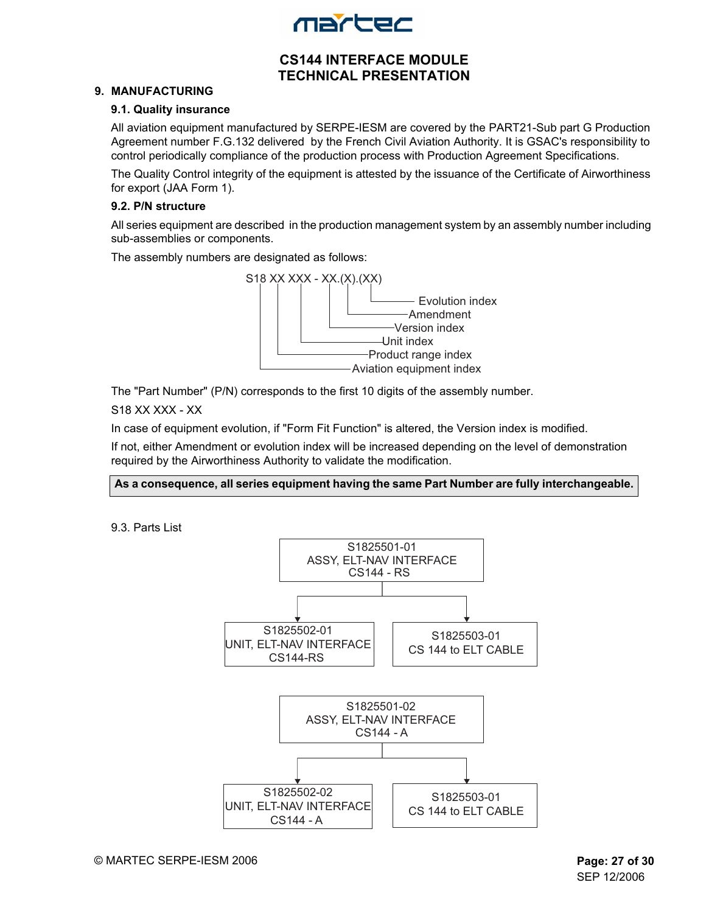## 9. MANUFACTURING

### 9.1. Quality insurance

All aviation equipment manufactured by SERPE-IESM are covered by the PART21-Sub part G Production Agreement number F.G.132 delivered by the French Civil Aviation Authority. It is GSAC's responsibility to control periodically compliance of the production process with Production Agreement Specifications.

The Quality Control integrity of the equipment is attested by the issuance of the Certificate of Airworthiness for export (JAA Form 1).

### 9.2. P/N structure

All series equipment are described in the production management system by an assembly number including sub-assemblies or components.

The assembly numbers are designated as follows:

```
S18 XX XXX - XX.(X).(XX)
 |   |   |    |   |   |
 |   |   |    |   |   └── Evolution index
 |   |   |    |   └────── Amendment
 |   |   |    └────────── Version index
 |   |   └─────────────── Unit index
 |   └─────────────────── Product range index
 └─────────────────────── Aviation equipment index
```

The "Part Number" (P/N) corresponds to the first 10 digits of the assembly number.

S18 XX XXX - XX

In case of equipment evolution, if "Form Fit Function" is altered, the Version index is modified.

If not, either Amendment or evolution index will be increased depending on the level of demonstration required by the Airworthiness Authority to validate the modification.

**As a consequence, all series equipment having the same Part Number are fully interchangeable.**

### 9.3. Parts List

- S1825501-01 ASSY, ELT-NAV INTERFACE CS144 - RS
  - S1825502-01 UNIT, ELT-NAV INTERFACE CS144-RS
  - S1825503-01 CS 144 to ELT CABLE

- S1825501-02 ASSY, ELT-NAV INTERFACE CS144 - A
  - S1825502-02 UNIT, ELT-NAV INTERFACE CS144 - A
  - S1825503-01 CS 144 to ELT CABLE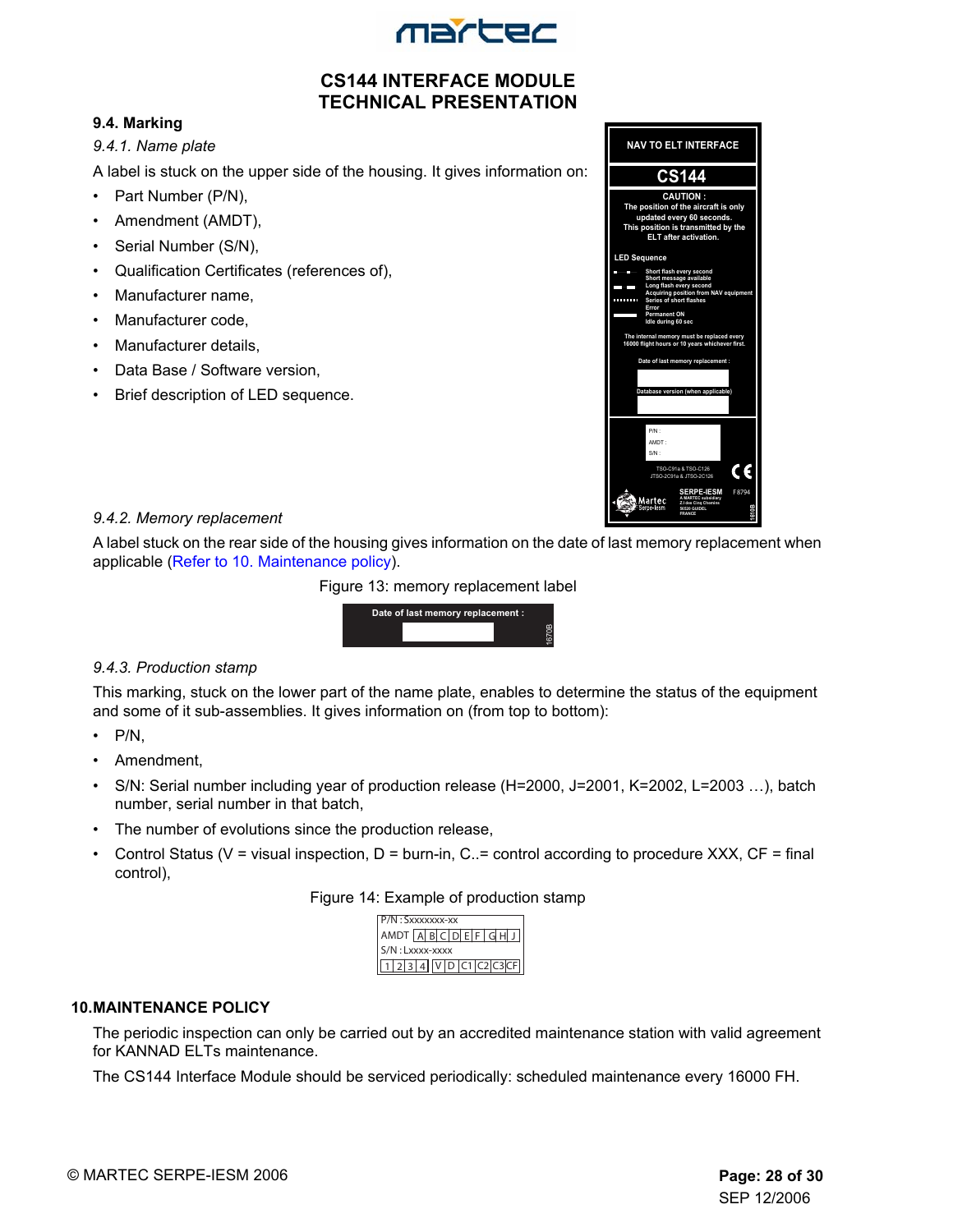### 9.4. Marking

#### *9.4.1. Name plate*

A label is stuck on the upper side of the housing. It gives information on:

- Part Number (P/N),
- Amendment (AMDT),
- Serial Number (S/N),
- Qualification Certificates (references of),
- Manufacturer name,
- Manufacturer code,
- Manufacturer details,
- Data Base / Software version,
- Brief description of LED sequence.

NAV TO ELT INTERFACE

CS144

CAUTION :
The position of the aircraft is only updated every 60 seconds.
This position is transmitted by the ELT after activation.

LED Sequence

Short flash every second
Short message available
Long flash every second
Acquiring position from NAV equipment
Series of short flashes
Error
Permanent ON
Idle during 60 sec

The internal memory must be replaced every 16000 flight hours or 10 years whichever first.

Date of last memory replacement :

Database version (when applicable)

P/N :
AMDT :
S/N :

TSO-C91a & TSO-C126
JTSO-2C91a & JTSO-2C126

CE

SERPE-IESM F8794
A MARTEC subsidiary
Z.I des Cinq Chemins
56520 GUIDEL
FRANCE

1610B

#### *9.4.2. Memory replacement*

A label stuck on the rear side of the housing gives information on the date of last memory replacement when applicable (Refer to 10. Maintenance policy).

Figure 13: memory replacement label

Date of last memory replacement :

1670B

#### *9.4.3. Production stamp*

This marking, stuck on the lower part of the name plate, enables to determine the status of the equipment and some of it sub-assemblies. It gives information on (from top to bottom):

- P/N,
- Amendment,
- S/N: Serial number including year of production release (H=2000, J=2001, K=2002, L=2003 …), batch number, serial number in that batch,
- The number of evolutions since the production release,
- Control Status (V = visual inspection, D = burn-in, C..= control according to procedure XXX, CF = final control),

Figure 14: Example of production stamp

| P/N : Sxxxxxxx-xx |
|---|
| AMDT A B C D E F G H J |
| S/N : Lxxxx-xxxx |
| 1 2 3 4 V D C1 C2 C3 CF |

## 10. MAINTENANCE POLICY

The periodic inspection can only be carried out by an accredited maintenance station with valid agreement for KANNAD ELTs maintenance.

The CS144 Interface Module should be serviced periodically: scheduled maintenance every 16000 FH.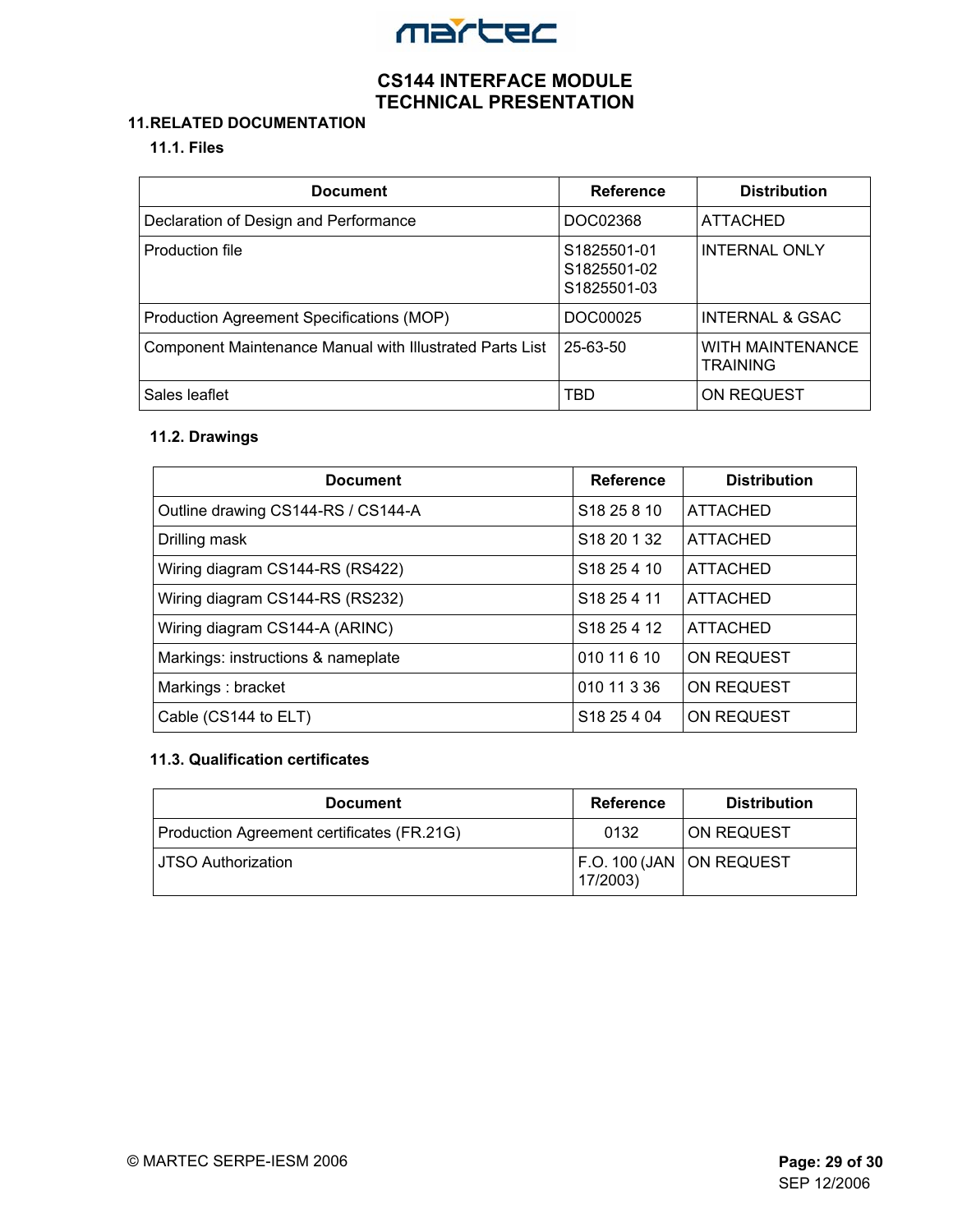## 11. RELATED DOCUMENTATION

### 11.1. Files

| Document | Reference | Distribution |
|---|---|---|
| Declaration of Design and Performance | DOC02368 | ATTACHED |
| Production file | S1825501-01<br>S1825501-02<br>S1825501-03 | INTERNAL ONLY |
| Production Agreement Specifications (MOP) | DOC00025 | INTERNAL & GSAC |
| Component Maintenance Manual with Illustrated Parts List | 25-63-50 | WITH MAINTENANCE TRAINING |
| Sales leaflet | TBD | ON REQUEST |

### 11.2. Drawings

| Document | Reference | Distribution |
|---|---|---|
| Outline drawing CS144-RS / CS144-A | S18 25 8 10 | ATTACHED |
| Drilling mask | S18 20 1 32 | ATTACHED |
| Wiring diagram CS144-RS (RS422) | S18 25 4 10 | ATTACHED |
| Wiring diagram CS144-RS (RS232) | S18 25 4 11 | ATTACHED |
| Wiring diagram CS144-A (ARINC) | S18 25 4 12 | ATTACHED |
| Markings: instructions & nameplate | 010 11 6 10 | ON REQUEST |
| Markings : bracket | 010 11 3 36 | ON REQUEST |
| Cable (CS144 to ELT) | S18 25 4 04 | ON REQUEST |

### 11.3. Qualification certificates

| Document | Reference | Distribution |
|---|---|---|
| Production Agreement certificates (FR.21G) | 0132 | ON REQUEST |
| JTSO Authorization | F.O. 100 (JAN 17/2003) | ON REQUEST |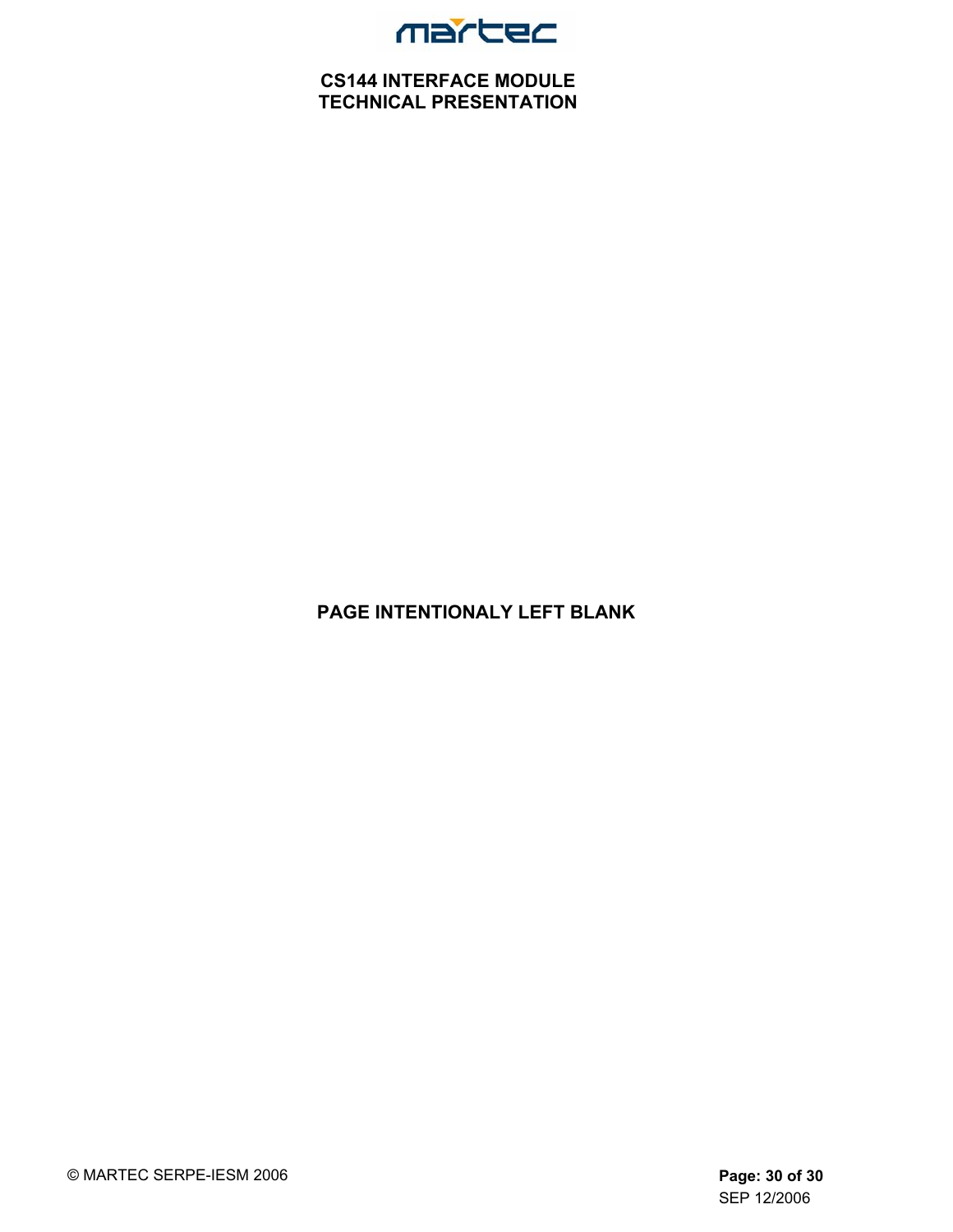**PAGE INTENTIONALY LEFT BLANK**